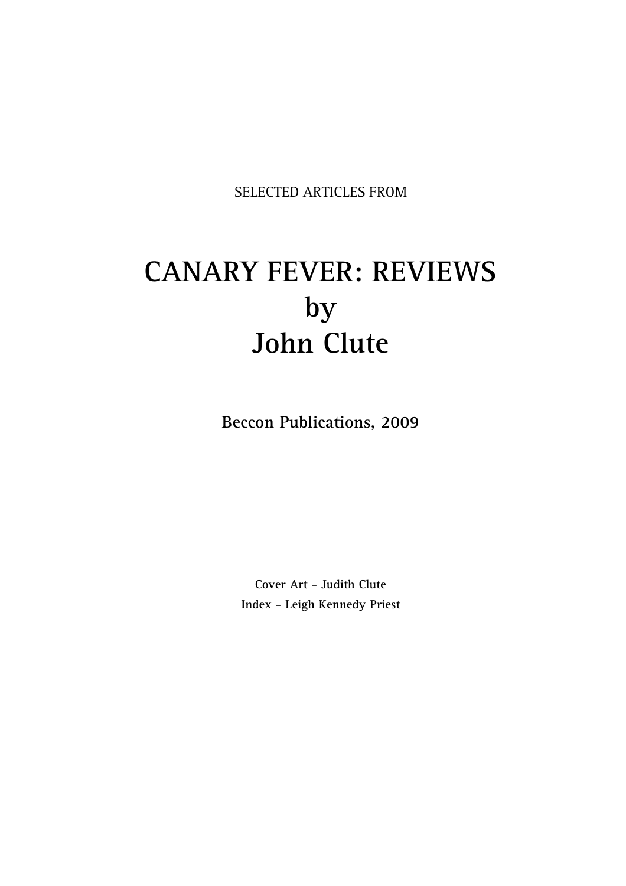SELECTED ARTICLES FROM

# CANARY FEVER: REVIEWS by John Clute

**Beccon Publications, 2009**

**Cover Art – Judith Clute**

**Index – Leigh Kennedy Priest**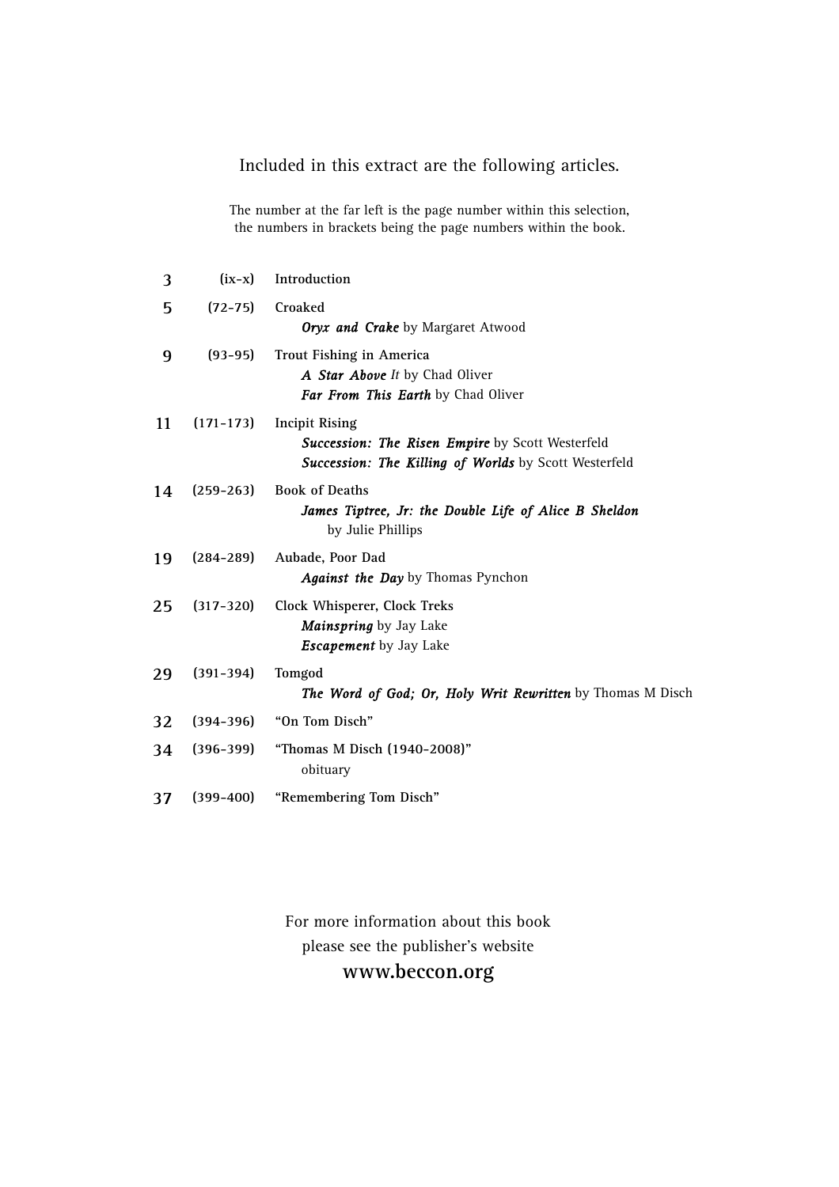Included in this extract are the following articles.

The number at the far left is the page number within this selection, the numbers in brackets being the page numbers within the book.

| | | |
|---|---|---|
| 3 | (ix–x) | **Introduction** |
| 5 | (72–75) | **Croaked**<br>***Oryx and Crake*** by Margaret Atwood |
| 9 | (93–95) | **Trout Fishing in America**<br>***A Star Above*** *It* by Chad Oliver<br>***Far From This Earth*** by Chad Oliver |
| 11 | (171–173) | **Incipit Rising**<br>***Succession: The Risen Empire*** by Scott Westerfeld<br>***Succession: The Killing of Worlds*** by Scott Westerfeld |
| 14 | (259–263) | **Book of Deaths**<br>***James Tiptree, Jr: the Double Life of Alice B Sheldon*** by Julie Phillips |
| 19 | (284–289) | **Aubade, Poor Dad**<br>***Against the Day*** by Thomas Pynchon |
| 25 | (317–320) | **Clock Whisperer, Clock Treks**<br>***Mainspring*** by Jay Lake<br>***Escapement*** by Jay Lake |
| 29 | (391–394) | **Tomgod**<br>***The Word of God; Or, Holy Writ Rewritten*** by Thomas M Disch |
| 32 | (394–396) | **"On Tom Disch"** |
| 34 | (396–399) | **"Thomas M Disch (1940–2008)"**<br>obituary |
| 37 | (399–400) | **"Remembering Tom Disch"** |

For more information about this book please see the publisher's website

**www.beccon.org**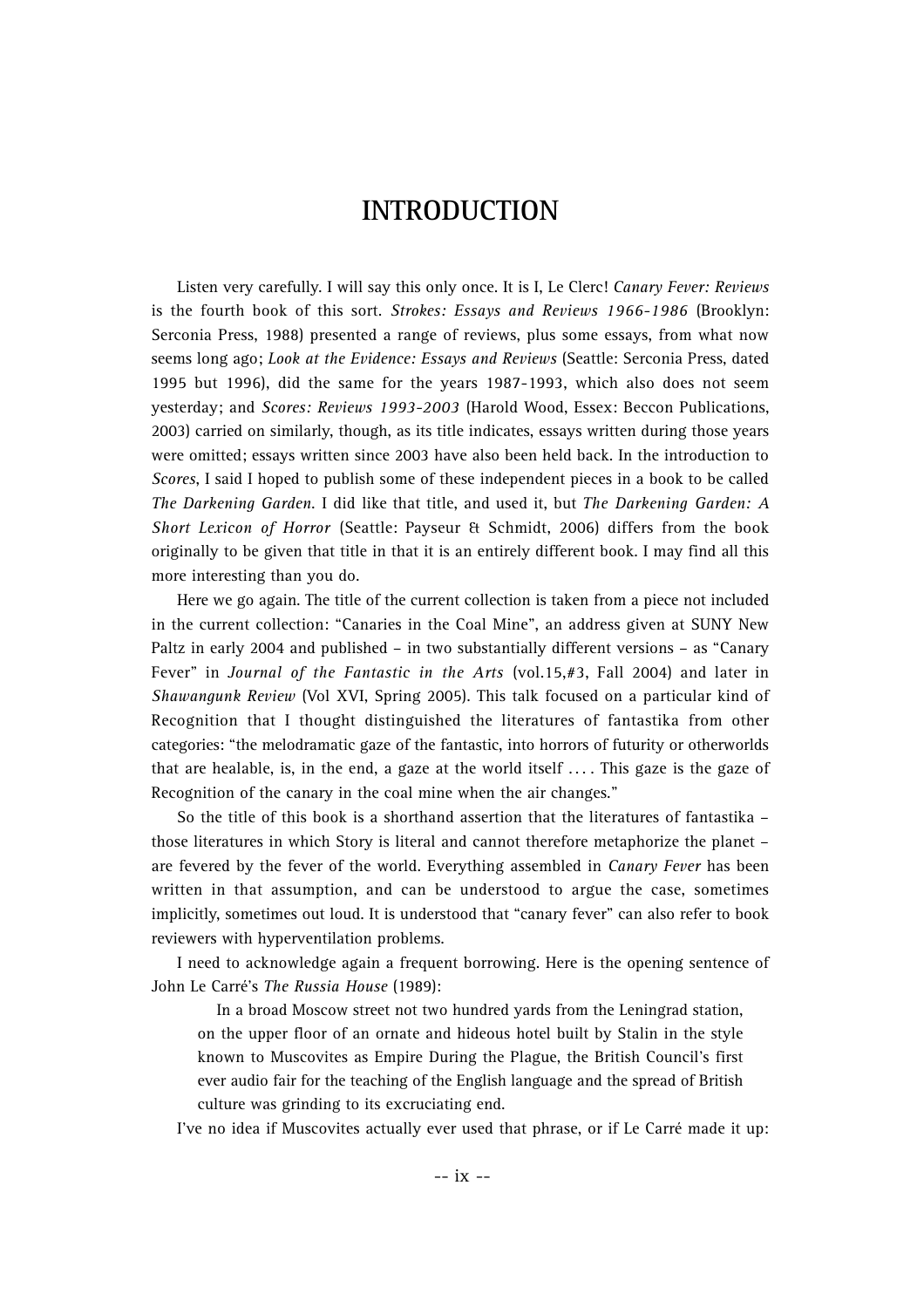# INTRODUCTION

Listen very carefully. I will say this only once. It is I, Le Clerc! *Canary Fever: Reviews* is the fourth book of this sort. *Strokes: Essays and Reviews 1966-1986* (Brooklyn: Serconia Press, 1988) presented a range of reviews, plus some essays, from what now seems long ago; *Look at the Evidence: Essays and Reviews* (Seattle: Serconia Press, dated 1995 but 1996), did the same for the years 1987-1993, which also does not seem yesterday; and *Scores: Reviews 1993-2003* (Harold Wood, Essex: Beccon Publications, 2003) carried on similarly, though, as its title indicates, essays written during those years were omitted; essays written since 2003 have also been held back. In the introduction to *Scores*, I said I hoped to publish some of these independent pieces in a book to be called *The Darkening Garden*. I did like that title, and used it, but *The Darkening Garden: A Short Lexicon of Horror* (Seattle: Payseur & Schmidt, 2006) differs from the book originally to be given that title in that it is an entirely different book. I may find all this more interesting than you do.

Here we go again. The title of the current collection is taken from a piece not included in the current collection: "Canaries in the Coal Mine", an address given at SUNY New Paltz in early 2004 and published – in two substantially different versions – as "Canary Fever" in *Journal of the Fantastic in the Arts* (vol.15,#3, Fall 2004) and later in *Shawangunk Review* (Vol XVI, Spring 2005). This talk focused on a particular kind of Recognition that I thought distinguished the literatures of fantastika from other categories: "the melodramatic gaze of the fantastic, into horrors of futurity or otherworlds that are healable, is, in the end, a gaze at the world itself . . . . This gaze is the gaze of Recognition of the canary in the coal mine when the air changes."

So the title of this book is a shorthand assertion that the literatures of fantastika – those literatures in which Story is literal and cannot therefore metaphorize the planet – are fevered by the fever of the world. Everything assembled in *Canary Fever* has been written in that assumption, and can be understood to argue the case, sometimes implicitly, sometimes out loud. It is understood that "canary fever" can also refer to book reviewers with hyperventilation problems.

I need to acknowledge again a frequent borrowing. Here is the opening sentence of John Le Carré's *The Russia House* (1989):

> In a broad Moscow street not two hundred yards from the Leningrad station, on the upper floor of an ornate and hideous hotel built by Stalin in the style known to Muscovites as Empire During the Plague, the British Council's first ever audio fair for the teaching of the English language and the spread of British culture was grinding to its excruciating end.

I've no idea if Muscovites actually ever used that phrase, or if Le Carré made it up: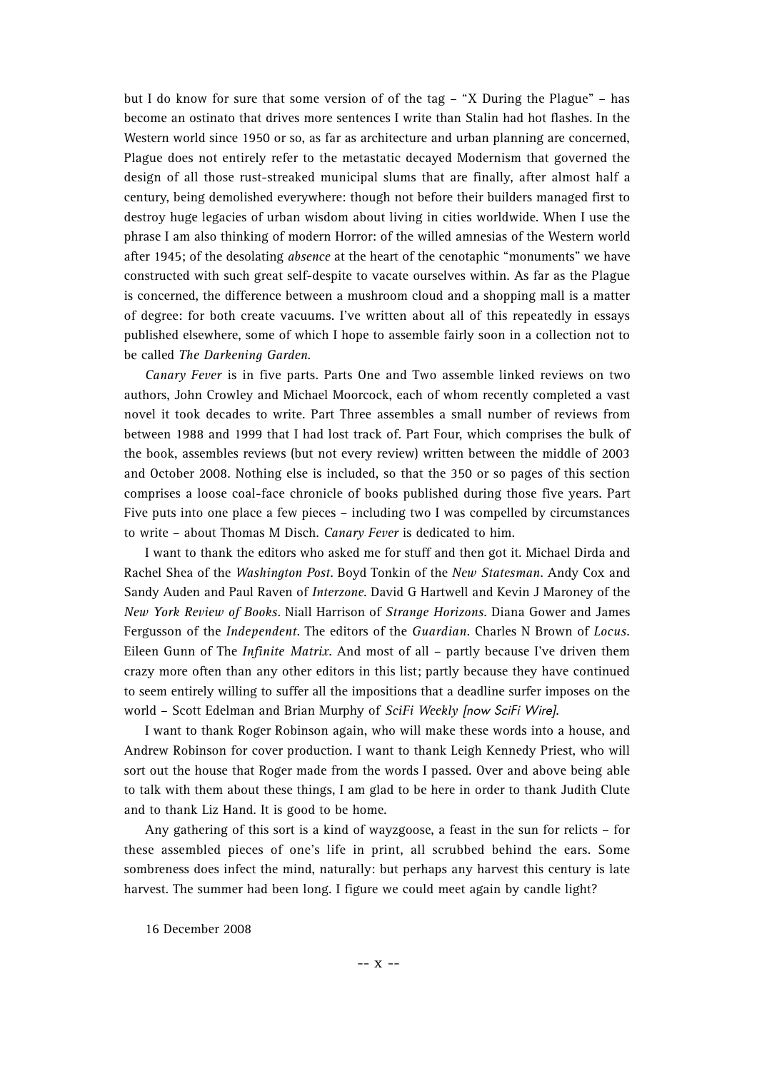but I do know for sure that some version of of the tag – "X During the Plague" – has become an ostinato that drives more sentences I write than Stalin had hot flashes. In the Western world since 1950 or so, as far as architecture and urban planning are concerned, Plague does not entirely refer to the metastatic decayed Modernism that governed the design of all those rust-streaked municipal slums that are finally, after almost half a century, being demolished everywhere: though not before their builders managed first to destroy huge legacies of urban wisdom about living in cities worldwide. When I use the phrase I am also thinking of modern Horror: of the willed amnesias of the Western world after 1945; of the desolating *absence* at the heart of the cenotaphic "monuments" we have constructed with such great self-despite to vacate ourselves within. As far as the Plague is concerned, the difference between a mushroom cloud and a shopping mall is a matter of degree: for both create vacuums. I've written about all of this repeatedly in essays published elsewhere, some of which I hope to assemble fairly soon in a collection not to be called *The Darkening Garden*.

*Canary Fever* is in five parts. Parts One and Two assemble linked reviews on two authors, John Crowley and Michael Moorcock, each of whom recently completed a vast novel it took decades to write. Part Three assembles a small number of reviews from between 1988 and 1999 that I had lost track of. Part Four, which comprises the bulk of the book, assembles reviews (but not every review) written between the middle of 2003 and October 2008. Nothing else is included, so that the 350 or so pages of this section comprises a loose coal-face chronicle of books published during those five years. Part Five puts into one place a few pieces – including two I was compelled by circumstances to write – about Thomas M Disch. *Canary Fever* is dedicated to him.

I want to thank the editors who asked me for stuff and then got it. Michael Dirda and Rachel Shea of the *Washington Post*. Boyd Tonkin of the *New Statesman*. Andy Cox and Sandy Auden and Paul Raven of *Interzone*. David G Hartwell and Kevin J Maroney of the *New York Review of Books*. Niall Harrison of *Strange Horizons*. Diana Gower and James Fergusson of the *Independent*. The editors of the *Guardian*. Charles N Brown of *Locus*. Eileen Gunn of The *Infinite Matrix*. And most of all – partly because I've driven them crazy more often than any other editors in this list; partly because they have continued to seem entirely willing to suffer all the impositions that a deadline surfer imposes on the world – Scott Edelman and Brian Murphy of *SciFi Weekly [now SciFi Wire]*.

I want to thank Roger Robinson again, who will make these words into a house, and Andrew Robinson for cover production. I want to thank Leigh Kennedy Priest, who will sort out the house that Roger made from the words I passed. Over and above being able to talk with them about these things, I am glad to be here in order to thank Judith Clute and to thank Liz Hand. It is good to be home.

Any gathering of this sort is a kind of wayzgoose, a feast in the sun for relicts – for these assembled pieces of one's life in print, all scrubbed behind the ears. Some sombreness does infect the mind, naturally: but perhaps any harvest this century is late harvest. The summer had been long. I figure we could meet again by candle light?

16 December 2008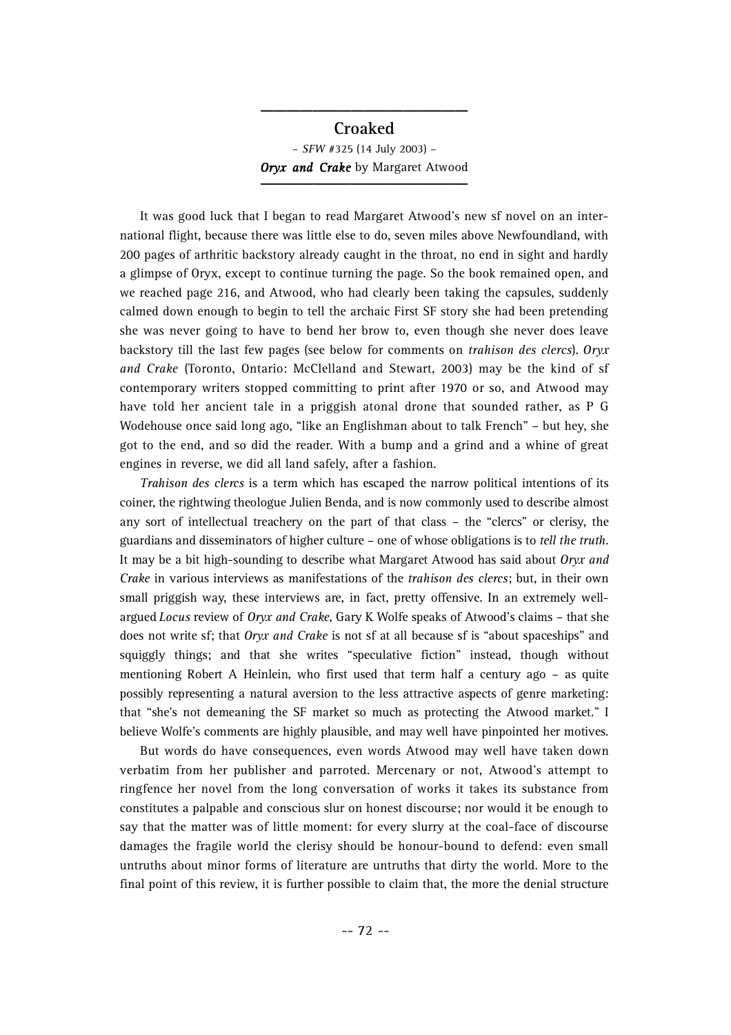## Croaked

– *SFW* #325 (14 July 2003) –

***Oryx and Crake*** by Margaret Atwood

It was good luck that I began to read Margaret Atwood's new sf novel on an international flight, because there was little else to do, seven miles above Newfoundland, with 200 pages of arthritic backstory already caught in the throat, no end in sight and hardly a glimpse of Oryx, except to continue turning the page. So the book remained open, and we reached page 216, and Atwood, who had clearly been taking the capsules, suddenly calmed down enough to begin to tell the archaic First SF story she had been pretending she was never going to have to bend her brow to, even though she never does leave backstory till the last few pages (see below for comments on *trahison des clercs*). *Oryx and Crake* (Toronto, Ontario: McClelland and Stewart, 2003) may be the kind of sf contemporary writers stopped committing to print after 1970 or so, and Atwood may have told her ancient tale in a priggish atonal drone that sounded rather, as P G Wodehouse once said long ago, "like an Englishman about to talk French" – but hey, she got to the end, and so did the reader. With a bump and a grind and a whine of great engines in reverse, we did all land safely, after a fashion.

*Trahison des clercs* is a term which has escaped the narrow political intentions of its coiner, the rightwing theologue Julien Benda, and is now commonly used to describe almost any sort of intellectual treachery on the part of that class – the "clercs" or clerisy, the guardians and disseminators of higher culture – one of whose obligations is to *tell the truth*. It may be a bit high-sounding to describe what Margaret Atwood has said about *Oryx and Crake* in various interviews as manifestations of the *trahison des clercs*; but, in their own small priggish way, these interviews are, in fact, pretty offensive. In an extremely well-argued *Locus* review of *Oryx and Crake*, Gary K Wolfe speaks of Atwood's claims – that she does not write sf; that *Oryx and Crake* is not sf at all because sf is "about spaceships" and squiggly things; and that she writes "speculative fiction" instead, though without mentioning Robert A Heinlein, who first used that term half a century ago – as quite possibly representing a natural aversion to the less attractive aspects of genre marketing: that "she's not demeaning the SF market so much as protecting the Atwood market." I believe Wolfe's comments are highly plausible, and may well have pinpointed her motives.

But words do have consequences, even words Atwood may well have taken down verbatim from her publisher and parroted. Mercenary or not, Atwood's attempt to ringfence her novel from the long conversation of works it takes its substance from constitutes a palpable and conscious slur on honest discourse; nor would it be enough to say that the matter was of little moment: for every slurry at the coal-face of discourse damages the fragile world the clerisy should be honour-bound to defend: even small untruths about minor forms of literature are untruths that dirty the world. More to the final point of this review, it is further possible to claim that, the more the denial structure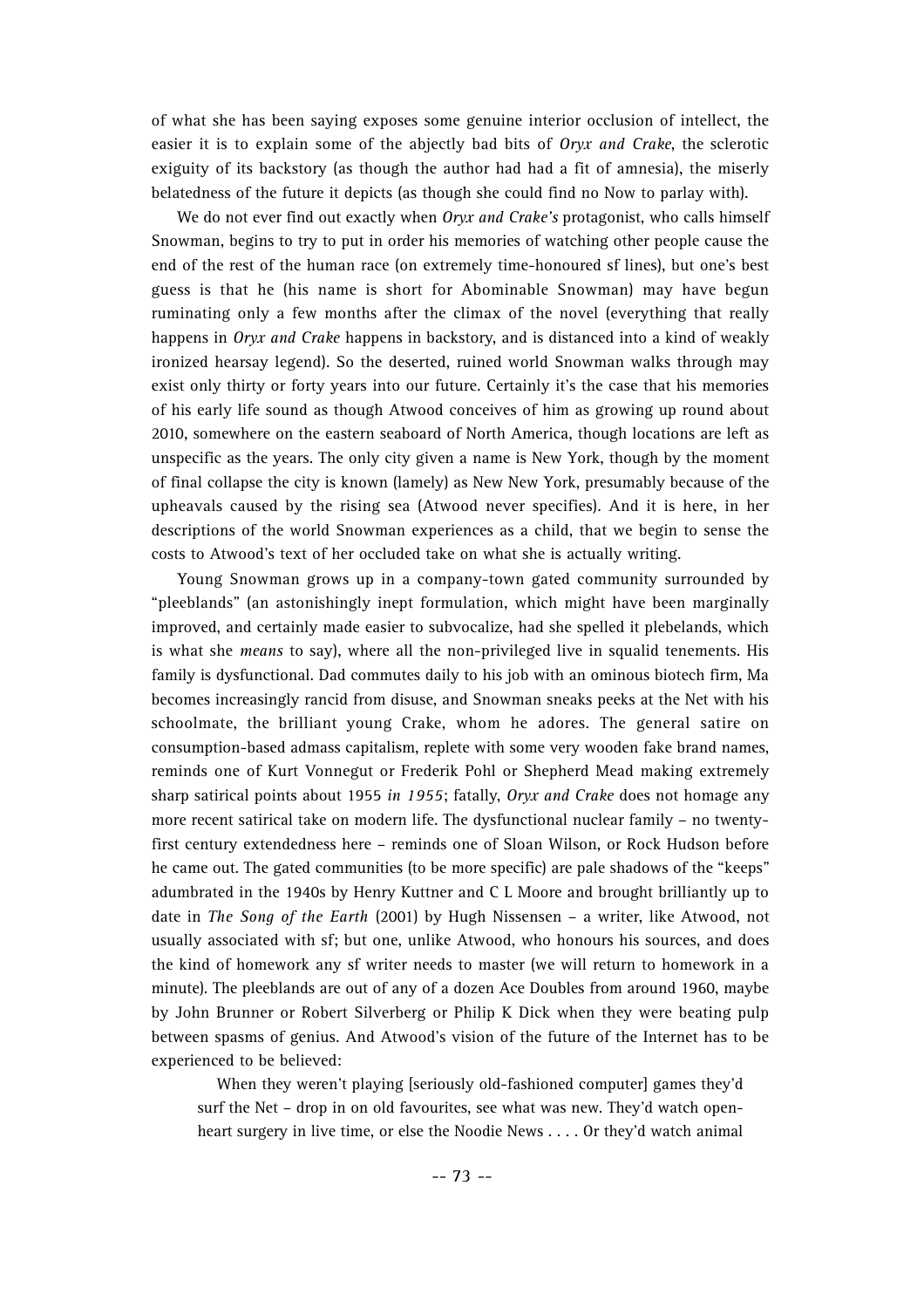of what she has been saying exposes some genuine interior occlusion of intellect, the easier it is to explain some of the abjectly bad bits of *Oryx and Crake*, the sclerotic exiguity of its backstory (as though the author had had a fit of amnesia), the miserly belatedness of the future it depicts (as though she could find no Now to parlay with).

We do not ever find out exactly when *Oryx and Crake's* protagonist, who calls himself Snowman, begins to try to put in order his memories of watching other people cause the end of the rest of the human race (on extremely time-honoured sf lines), but one's best guess is that he (his name is short for Abominable Snowman) may have begun ruminating only a few months after the climax of the novel (everything that really happens in *Oryx and Crake* happens in backstory, and is distanced into a kind of weakly ironized hearsay legend). So the deserted, ruined world Snowman walks through may exist only thirty or forty years into our future. Certainly it's the case that his memories of his early life sound as though Atwood conceives of him as growing up round about 2010, somewhere on the eastern seaboard of North America, though locations are left as unspecific as the years. The only city given a name is New York, though by the moment of final collapse the city is known (lamely) as New New York, presumably because of the upheavals caused by the rising sea (Atwood never specifies). And it is here, in her descriptions of the world Snowman experiences as a child, that we begin to sense the costs to Atwood's text of her occluded take on what she is actually writing.

Young Snowman grows up in a company-town gated community surrounded by "pleeblands" (an astonishingly inept formulation, which might have been marginally improved, and certainly made easier to subvocalize, had she spelled it plebelands, which is what she *means* to say), where all the non-privileged live in squalid tenements. His family is dysfunctional. Dad commutes daily to his job with an ominous biotech firm, Ma becomes increasingly rancid from disuse, and Snowman sneaks peeks at the Net with his schoolmate, the brilliant young Crake, whom he adores. The general satire on consumption-based admass capitalism, replete with some very wooden fake brand names, reminds one of Kurt Vonnegut or Frederik Pohl or Shepherd Mead making extremely sharp satirical points about 1955 *in 1955*; fatally, *Oryx and Crake* does not homage any more recent satirical take on modern life. The dysfunctional nuclear family – no twenty-first century extendedness here – reminds one of Sloan Wilson, or Rock Hudson before he came out. The gated communities (to be more specific) are pale shadows of the "keeps" adumbrated in the 1940s by Henry Kuttner and C L Moore and brought brilliantly up to date in *The Song of the Earth* (2001) by Hugh Nissensen – a writer, like Atwood, not usually associated with sf; but one, unlike Atwood, who honours his sources, and does the kind of homework any sf writer needs to master (we will return to homework in a minute). The pleeblands are out of any of a dozen Ace Doubles from around 1960, maybe by John Brunner or Robert Silverberg or Philip K Dick when they were beating pulp between spasms of genius. And Atwood's vision of the future of the Internet has to be experienced to be believed:

> When they weren't playing [seriously old-fashioned computer] games they'd surf the Net – drop in on old favourites, see what was new. They'd watch open-heart surgery in live time, or else the Noodie News . . . . Or they'd watch animal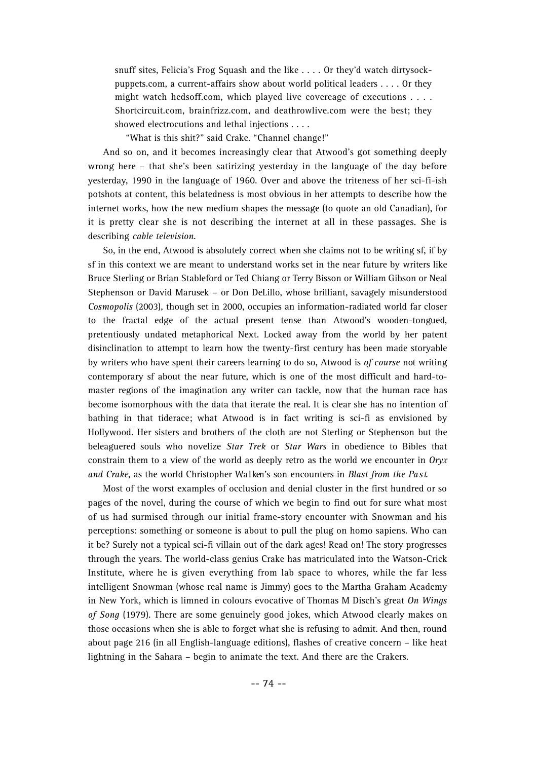> snuff sites, Felicia's Frog Squash and the like . . . . Or they'd watch dirtysock-puppets.com, a current-affairs show about world political leaders . . . . Or they might watch hedsoff.com, which played live covereage of executions . . . . Shortcircuit.com, brainfrizz.com, and deathrowlive.com were the best; they showed electrocutions and lethal injections . . . .
>
> "What is this shit?" said Crake. "Channel change!"

And so on, and it becomes increasingly clear that Atwood's got something deeply wrong here – that she's been satirizing yesterday in the language of the day before yesterday, 1990 in the language of 1960. Over and above the triteness of her sci-fi-ish potshots at content, this belatedness is most obvious in her attempts to describe how the internet works, how the new medium shapes the message (to quote an old Canadian), for it is pretty clear she is not describing the internet at all in these passages. She is describing *cable television*.

So, in the end, Atwood is absolutely correct when she claims not to be writing sf, if by sf in this context we are meant to understand works set in the near future by writers like Bruce Sterling or Brian Stableford or Ted Chiang or Terry Bisson or William Gibson or Neal Stephenson or David Marusek – or Don DeLillo, whose brilliant, savagely misunderstood *Cosmopolis* (2003), though set in 2000, occupies an information-radiated world far closer to the fractal edge of the actual present tense than Atwood's wooden-tongued, pretentiously undated metaphorical Next. Locked away from the world by her patent disinclination to attempt to learn how the twenty-first century has been made storyable by writers who have spent their careers learning to do so, Atwood is *of course* not writing contemporary sf about the near future, which is one of the most difficult and hard-to-master regions of the imagination any writer can tackle, now that the human race has become isomorphous with the data that iterate the real. It is clear she has no intention of bathing in that tiderace; what Atwood is in fact writing is sci-fi as envisioned by Hollywood. Her sisters and brothers of the cloth are not Sterling or Stephenson but the beleaguered souls who novelize *Star Trek* or *Star Wars* in obedience to Bibles that constrain them to a view of the world as deeply retro as the world we encounter in *Oryx and Crake*, as the world Christopher Walken's son encounters in *Blast from the Past*.

Most of the worst examples of occlusion and denial cluster in the first hundred or so pages of the novel, during the course of which we begin to find out for sure what most of us had surmised through our initial frame-story encounter with Snowman and his perceptions: something or someone is about to pull the plug on homo sapiens. Who can it be? Surely not a typical sci-fi villain out of the dark ages! Read on! The story progresses through the years. The world-class genius Crake has matriculated into the Watson-Crick Institute, where he is given everything from lab space to whores, while the far less intelligent Snowman (whose real name is Jimmy) goes to the Martha Graham Academy in New York, which is limned in colours evocative of Thomas M Disch's great *On Wings of Song* (1979). There are some genuinely good jokes, which Atwood clearly makes on those occasions when she is able to forget what she is refusing to admit. And then, round about page 216 (in all English-language editions), flashes of creative concern – like heat lightning in the Sahara – begin to animate the text. And there are the Crakers.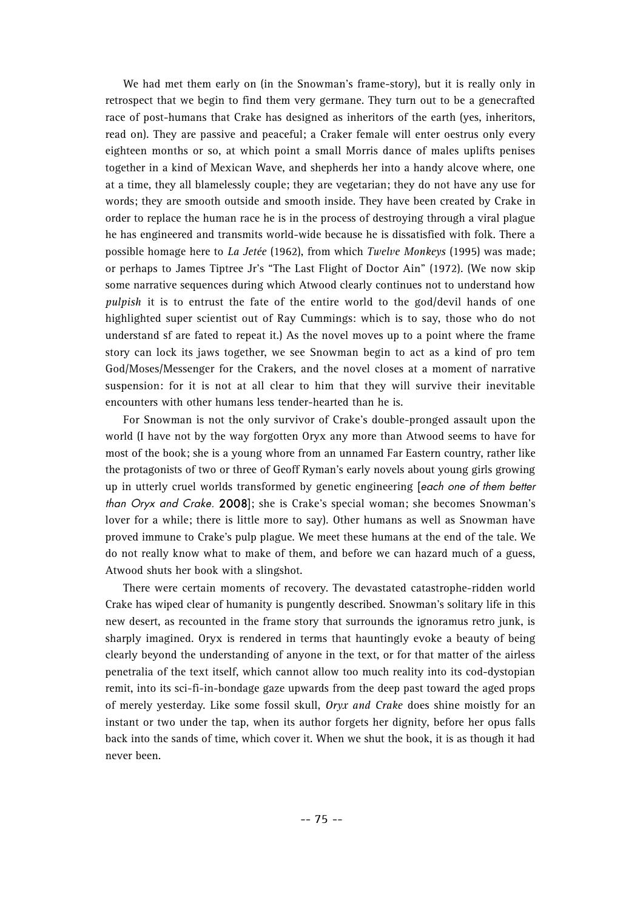We had met them early on (in the Snowman's frame-story), but it is really only in retrospect that we begin to find them very germane. They turn out to be a genecrafted race of post-humans that Crake has designed as inheritors of the earth (yes, inheritors, read on). They are passive and peaceful; a Craker female will enter oestrus only every eighteen months or so, at which point a small Morris dance of males uplifts penises together in a kind of Mexican Wave, and shepherds her into a handy alcove where, one at a time, they all blamelessly couple; they are vegetarian; they do not have any use for words; they are smooth outside and smooth inside. They have been created by Crake in order to replace the human race he is in the process of destroying through a viral plague he has engineered and transmits world-wide because he is dissatisfied with folk. There a possible homage here to *La Jetée* (1962), from which *Twelve Monkeys* (1995) was made; or perhaps to James Tiptree Jr's "The Last Flight of Doctor Ain" (1972). (We now skip some narrative sequences during which Atwood clearly continues not to understand how *pulpish* it is to entrust the fate of the entire world to the god/devil hands of one highlighted super scientist out of Ray Cummings: which is to say, those who do not understand sf are fated to repeat it.) As the novel moves up to a point where the frame story can lock its jaws together, we see Snowman begin to act as a kind of pro tem God/Moses/Messenger for the Crakers, and the novel closes at a moment of narrative suspension: for it is not at all clear to him that they will survive their inevitable encounters with other humans less tender-hearted than he is.

For Snowman is not the only survivor of Crake's double-pronged assault upon the world (I have not by the way forgotten Oryx any more than Atwood seems to have for most of the book; she is a young whore from an unnamed Far Eastern country, rather like the protagonists of two or three of Geoff Ryman's early novels about young girls growing up in utterly cruel worlds transformed by genetic engineering [*each one of them better than Oryx and Crake.* **2008**]; she is Crake's special woman; she becomes Snowman's lover for a while; there is little more to say). Other humans as well as Snowman have proved immune to Crake's pulp plague. We meet these humans at the end of the tale. We do not really know what to make of them, and before we can hazard much of a guess, Atwood shuts her book with a slingshot.

There were certain moments of recovery. The devastated catastrophe-ridden world Crake has wiped clear of humanity is pungently described. Snowman's solitary life in this new desert, as recounted in the frame story that surrounds the ignoramus retro junk, is sharply imagined. Oryx is rendered in terms that hauntingly evoke a beauty of being clearly beyond the understanding of anyone in the text, or for that matter of the airless penetralia of the text itself, which cannot allow too much reality into its cod-dystopian remit, into its sci-fi-in-bondage gaze upwards from the deep past toward the aged props of merely yesterday. Like some fossil skull, *Oryx and Crake* does shine moistly for an instant or two under the tap, when its author forgets her dignity, before her opus falls back into the sands of time, which cover it. When we shut the book, it is as though it had never been.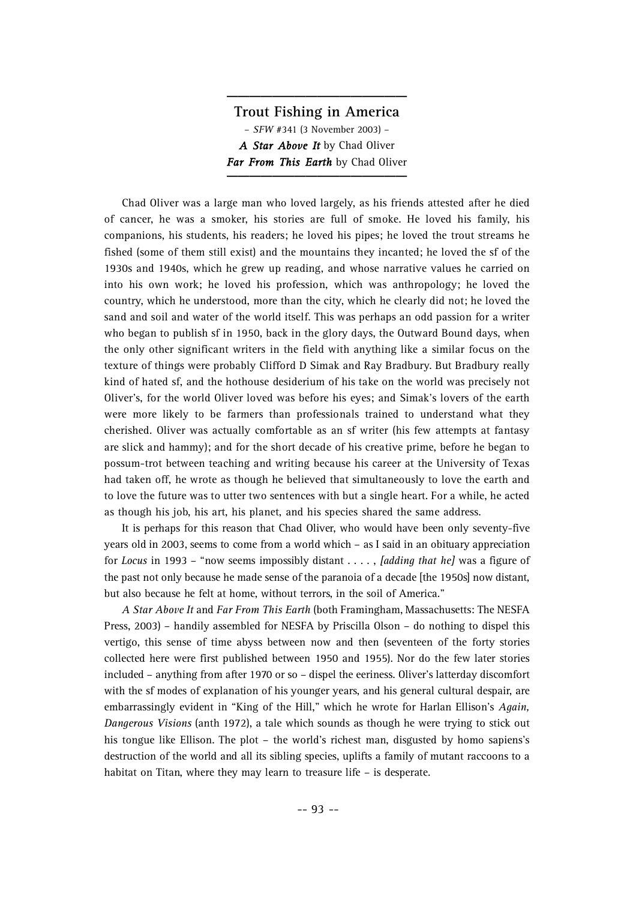## Trout Fishing in America

– *SFW* #341 (3 November 2003) –

***A Star Above It*** by Chad Oliver

***Far From This Earth*** by Chad Oliver

Chad Oliver was a large man who loved largely, as his friends attested after he died of cancer, he was a smoker, his stories are full of smoke. He loved his family, his companions, his students, his readers; he loved his pipes; he loved the trout streams he fished (some of them still exist) and the mountains they incanted; he loved the sf of the 1930s and 1940s, which he grew up reading, and whose narrative values he carried on into his own work; he loved his profession, which was anthropology; he loved the country, which he understood, more than the city, which he clearly did not; he loved the sand and soil and water of the world itself. This was perhaps an odd passion for a writer who began to publish sf in 1950, back in the glory days, the Outward Bound days, when the only other significant writers in the field with anything like a similar focus on the texture of things were probably Clifford D Simak and Ray Bradbury. But Bradbury really kind of hated sf, and the hothouse desiderium of his take on the world was precisely not Oliver's, for the world Oliver loved was before his eyes; and Simak's lovers of the earth were more likely to be farmers than professionals trained to understand what they cherished. Oliver was actually comfortable as an sf writer (his few attempts at fantasy are slick and hammy); and for the short decade of his creative prime, before he began to possum-trot between teaching and writing because his career at the University of Texas had taken off, he wrote as though he believed that simultaneously to love the earth and to love the future was to utter two sentences with but a single heart. For a while, he acted as though his job, his art, his planet, and his species shared the same address.

It is perhaps for this reason that Chad Oliver, who would have been only seventy-five years old in 2003, seems to come from a world which – as I said in an obituary appreciation for *Locus* in 1993 – "now seems impossibly distant . . . . , *[adding that he]* was a figure of the past not only because he made sense of the paranoia of a decade [the 1950s] now distant, but also because he felt at home, without terrors, in the soil of America."

*A Star Above It* and *Far From This Earth* (both Framingham, Massachusetts: The NESFA Press, 2003) – handily assembled for NESFA by Priscilla Olson – do nothing to dispel this vertigo, this sense of time abyss between now and then (seventeen of the forty stories collected here were first published between 1950 and 1955). Nor do the few later stories included – anything from after 1970 or so – dispel the eeriness. Oliver's latterday discomfort with the sf modes of explanation of his younger years, and his general cultural despair, are embarrassingly evident in "King of the Hill," which he wrote for Harlan Ellison's *Again, Dangerous Visions* (anth 1972), a tale which sounds as though he were trying to stick out his tongue like Ellison. The plot – the world's richest man, disgusted by homo sapiens's destruction of the world and all its sibling species, uplifts a family of mutant raccoons to a habitat on Titan, where they may learn to treasure life – is desperate.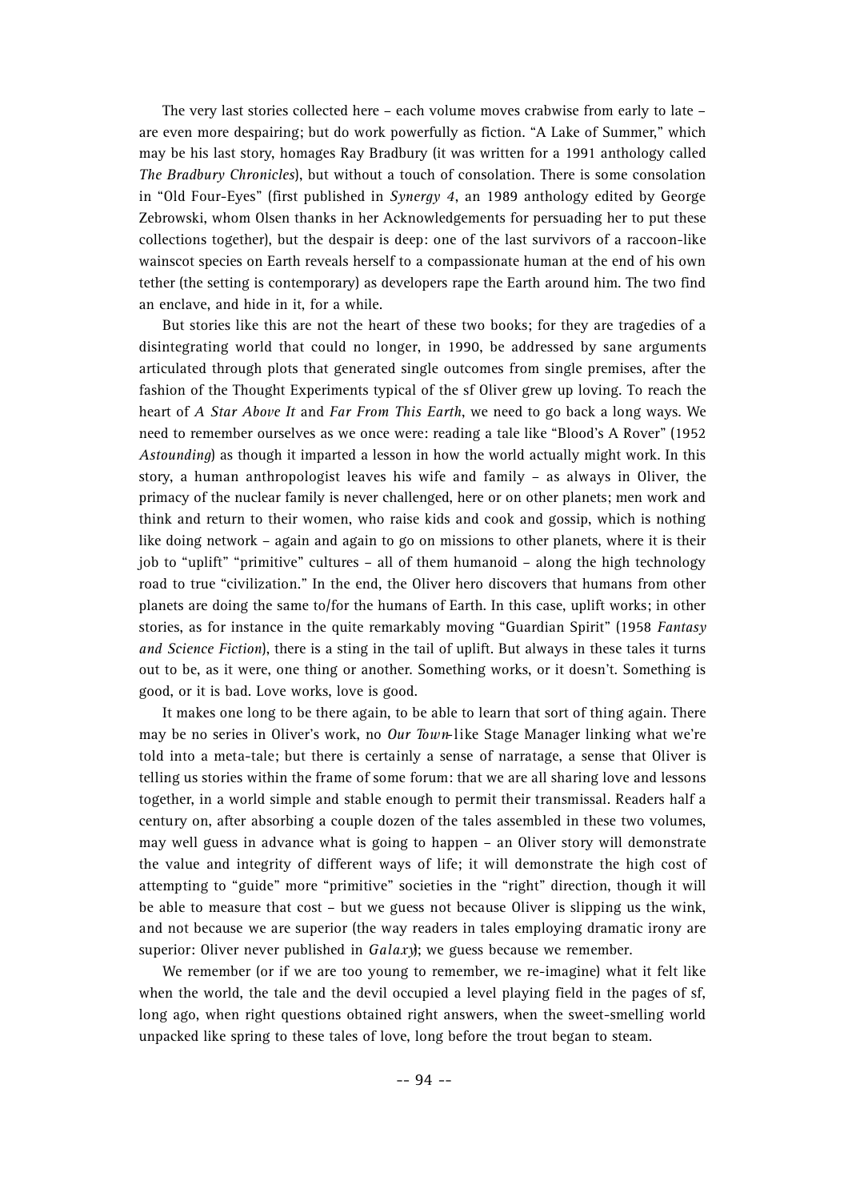The very last stories collected here – each volume moves crabwise from early to late – are even more despairing; but do work powerfully as fiction. "A Lake of Summer," which may be his last story, homages Ray Bradbury (it was written for a 1991 anthology called *The Bradbury Chronicles*), but without a touch of consolation. There is some consolation in "Old Four-Eyes" (first published in *Synergy 4*, an 1989 anthology edited by George Zebrowski, whom Olsen thanks in her Acknowledgements for persuading her to put these collections together), but the despair is deep: one of the last survivors of a raccoon-like wainscot species on Earth reveals herself to a compassionate human at the end of his own tether (the setting is contemporary) as developers rape the Earth around him. The two find an enclave, and hide in it, for a while.

But stories like this are not the heart of these two books; for they are tragedies of a disintegrating world that could no longer, in 1990, be addressed by sane arguments articulated through plots that generated single outcomes from single premises, after the fashion of the Thought Experiments typical of the sf Oliver grew up loving. To reach the heart of *A Star Above It* and *Far From This Earth*, we need to go back a long ways. We need to remember ourselves as we once were: reading a tale like "Blood's A Rover" (1952 *Astounding*) as though it imparted a lesson in how the world actually might work. In this story, a human anthropologist leaves his wife and family – as always in Oliver, the primacy of the nuclear family is never challenged, here or on other planets; men work and think and return to their women, who raise kids and cook and gossip, which is nothing like doing network – again and again to go on missions to other planets, where it is their job to "uplift" "primitive" cultures – all of them humanoid – along the high technology road to true "civilization." In the end, the Oliver hero discovers that humans from other planets are doing the same to/for the humans of Earth. In this case, uplift works; in other stories, as for instance in the quite remarkably moving "Guardian Spirit" (1958 *Fantasy and Science Fiction*), there is a sting in the tail of uplift. But always in these tales it turns out to be, as it were, one thing or another. Something works, or it doesn't. Something is good, or it is bad. Love works, love is good.

It makes one long to be there again, to be able to learn that sort of thing again. There may be no series in Oliver's work, no *Our Town*-like Stage Manager linking what we're told into a meta-tale; but there is certainly a sense of narratage, a sense that Oliver is telling us stories within the frame of some forum: that we are all sharing love and lessons together, in a world simple and stable enough to permit their transmissal. Readers half a century on, after absorbing a couple dozen of the tales assembled in these two volumes, may well guess in advance what is going to happen – an Oliver story will demonstrate the value and integrity of different ways of life; it will demonstrate the high cost of attempting to "guide" more "primitive" societies in the "right" direction, though it will be able to measure that cost – but we guess not because Oliver is slipping us the wink, and not because we are superior (the way readers in tales employing dramatic irony are superior: Oliver never published in *Galaxy*); we guess because we remember.

We remember (or if we are too young to remember, we re-imagine) what it felt like when the world, the tale and the devil occupied a level playing field in the pages of sf, long ago, when right questions obtained right answers, when the sweet-smelling world unpacked like spring to these tales of love, long before the trout began to steam.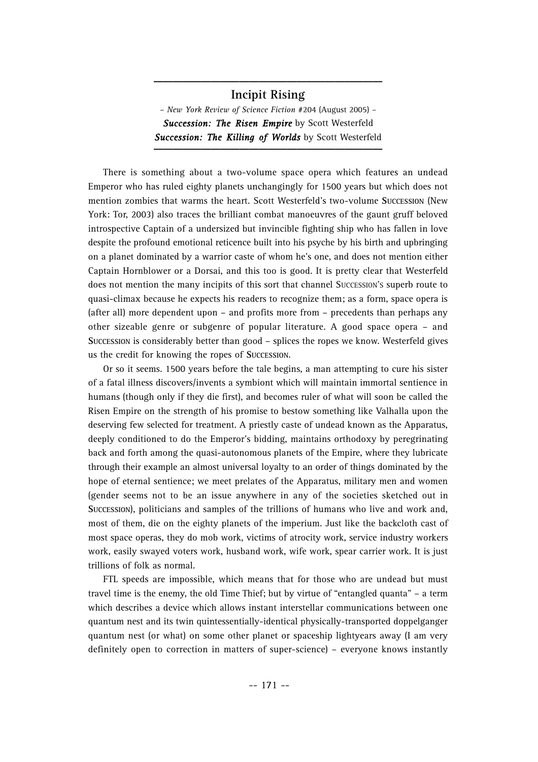## Incipit Rising

– *New York Review of Science Fiction* #204 (August 2005) –

***Succession: The Risen Empire*** by Scott Westerfeld

***Succession: The Killing of Worlds*** by Scott Westerfeld

There is something about a two-volume space opera which features an undead Emperor who has ruled eighty planets unchangingly for 1500 years but which does not mention zombies that warms the heart. Scott Westerfeld's two-volume SUCCESSION (New York: Tor, 2003) also traces the brilliant combat manoeuvres of the gaunt gruff beloved introspective Captain of a undersized but invincible fighting ship who has fallen in love despite the profound emotional reticence built into his psyche by his birth and upbringing on a planet dominated by a warrior caste of whom he's one, and does not mention either Captain Hornblower or a Dorsai, and this too is good. It is pretty clear that Westerfeld does not mention the many incipits of this sort that channel SUCCESSION'S superb route to quasi-climax because he expects his readers to recognize them; as a form, space opera is (after all) more dependent upon – and profits more from – precedents than perhaps any other sizeable genre or subgenre of popular literature. A good space opera – and SUCCESSION is considerably better than good – splices the ropes we know. Westerfeld gives us the credit for knowing the ropes of SUCCESSION.

Or so it seems. 1500 years before the tale begins, a man attempting to cure his sister of a fatal illness discovers/invents a symbiont which will maintain immortal sentience in humans (though only if they die first), and becomes ruler of what will soon be called the Risen Empire on the strength of his promise to bestow something like Valhalla upon the deserving few selected for treatment. A priestly caste of undead known as the Apparatus, deeply conditioned to do the Emperor's bidding, maintains orthodoxy by peregrinating back and forth among the quasi-autonomous planets of the Empire, where they lubricate through their example an almost universal loyalty to an order of things dominated by the hope of eternal sentience; we meet prelates of the Apparatus, military men and women (gender seems not to be an issue anywhere in any of the societies sketched out in SUCCESSION), politicians and samples of the trillions of humans who live and work and, most of them, die on the eighty planets of the imperium. Just like the backcloth cast of most space operas, they do mob work, victims of atrocity work, service industry workers work, easily swayed voters work, husband work, wife work, spear carrier work. It is just trillions of folk as normal.

FTL speeds are impossible, which means that for those who are undead but must travel time is the enemy, the old Time Thief; but by virtue of "entangled quanta" – a term which describes a device which allows instant interstellar communications between one quantum nest and its twin quintessentially-identical physically-transported doppelganger quantum nest (or what) on some other planet or spaceship lightyears away (I am very definitely open to correction in matters of super-science) – everyone knows instantly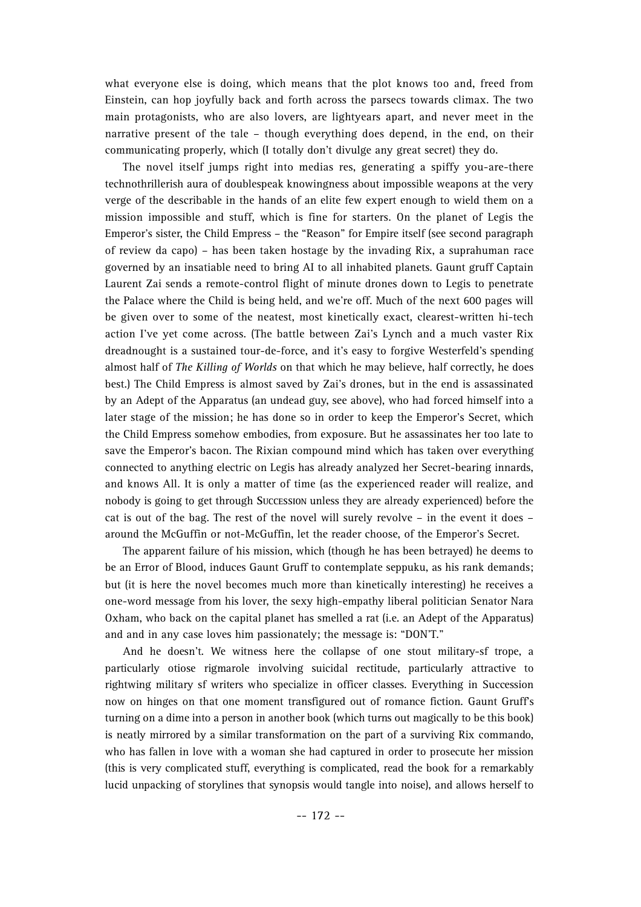what everyone else is doing, which means that the plot knows too and, freed from Einstein, can hop joyfully back and forth across the parsecs towards climax. The two main protagonists, who are also lovers, are lightyears apart, and never meet in the narrative present of the tale – though everything does depend, in the end, on their communicating properly, which (I totally don't divulge any great secret) they do.

The novel itself jumps right into medias res, generating a spiffy you-are-there technothrillerish aura of doublespeak knowingness about impossible weapons at the very verge of the describable in the hands of an elite few expert enough to wield them on a mission impossible and stuff, which is fine for starters. On the planet of Legis the Emperor's sister, the Child Empress – the "Reason" for Empire itself (see second paragraph of review da capo) – has been taken hostage by the invading Rix, a suprahuman race governed by an insatiable need to bring AI to all inhabited planets. Gaunt gruff Captain Laurent Zai sends a remote-control flight of minute drones down to Legis to penetrate the Palace where the Child is being held, and we're off. Much of the next 600 pages will be given over to some of the neatest, most kinetically exact, clearest-written hi-tech action I've yet come across. (The battle between Zai's Lynch and a much vaster Rix dreadnought is a sustained tour-de-force, and it's easy to forgive Westerfeld's spending almost half of *The Killing of Worlds* on that which he may believe, half correctly, he does best.) The Child Empress is almost saved by Zai's drones, but in the end is assassinated by an Adept of the Apparatus (an undead guy, see above), who had forced himself into a later stage of the mission; he has done so in order to keep the Emperor's Secret, which the Child Empress somehow embodies, from exposure. But he assassinates her too late to save the Emperor's bacon. The Rixian compound mind which has taken over everything connected to anything electric on Legis has already analyzed her Secret-bearing innards, and knows All. It is only a matter of time (as the experienced reader will realize, and nobody is going to get through Succession unless they are already experienced) before the cat is out of the bag. The rest of the novel will surely revolve – in the event it does – around the McGuffin or not-McGuffin, let the reader choose, of the Emperor's Secret.

The apparent failure of his mission, which (though he has been betrayed) he deems to be an Error of Blood, induces Gaunt Gruff to contemplate seppuku, as his rank demands; but (it is here the novel becomes much more than kinetically interesting) he receives a one-word message from his lover, the sexy high-empathy liberal politician Senator Nara Oxham, who back on the capital planet has smelled a rat (i.e. an Adept of the Apparatus) and and in any case loves him passionately; the message is: "DON'T."

And he doesn't. We witness here the collapse of one stout military-sf trope, a particularly otiose rigmarole involving suicidal rectitude, particularly attractive to rightwing military sf writers who specialize in officer classes. Everything in Succession now on hinges on that one moment transfigured out of romance fiction. Gaunt Gruff's turning on a dime into a person in another book (which turns out magically to be this book) is neatly mirrored by a similar transformation on the part of a surviving Rix commando, who has fallen in love with a woman she had captured in order to prosecute her mission (this is very complicated stuff, everything is complicated, read the book for a remarkably lucid unpacking of storylines that synopsis would tangle into noise), and allows herself to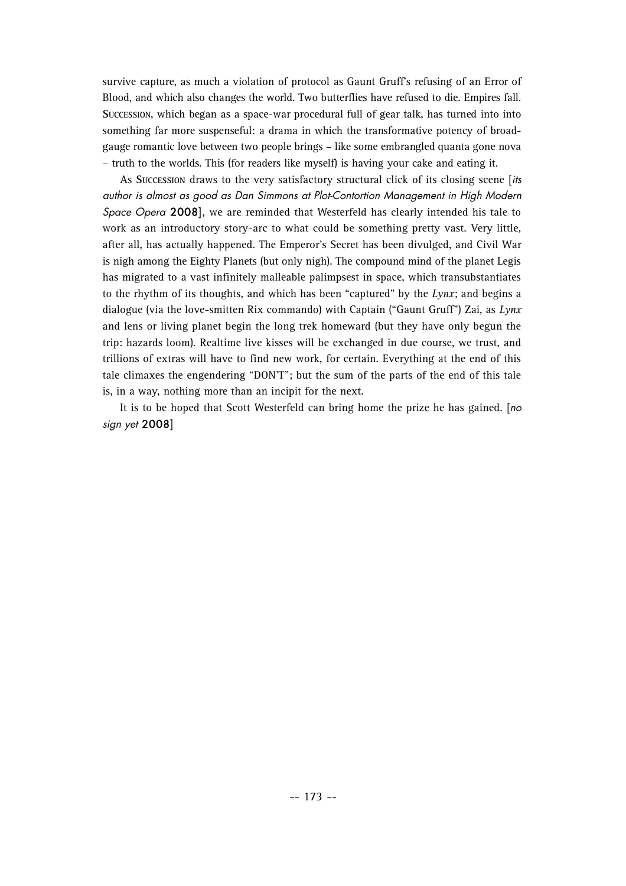survive capture, as much a violation of protocol as Gaunt Gruff's refusing of an Error of Blood, and which also changes the world. Two butterflies have refused to die. Empires fall. SUCCESSION, which began as a space-war procedural full of gear talk, has turned into into something far more suspenseful: a drama in which the transformative potency of broad-gauge romantic love between two people brings – like some embrangled quanta gone nova – truth to the worlds. This (for readers like myself) is having your cake and eating it.

As SUCCESSION draws to the very satisfactory structural click of its closing scene [*its author is almost as good as Dan Simmons at Plot-Contortion Management in High Modern Space Opera* **2008**], we are reminded that Westerfeld has clearly intended his tale to work as an introductory story-arc to what could be something pretty vast. Very little, after all, has actually happened. The Emperor's Secret has been divulged, and Civil War is nigh among the Eighty Planets (but only nigh). The compound mind of the planet Legis has migrated to a vast infinitely malleable palimpsest in space, which transubstantiates to the rhythm of its thoughts, and which has been "captured" by the *Lynx*; and begins a dialogue (via the love-smitten Rix commando) with Captain ("Gaunt Gruff") Zai, as *Lynx* and lens or living planet begin the long trek homeward (but they have only begun the trip: hazards loom). Realtime live kisses will be exchanged in due course, we trust, and trillions of extras will have to find new work, for certain. Everything at the end of this tale climaxes the engendering "DON'T"; but the sum of the parts of the end of this tale is, in a way, nothing more than an incipit for the next.

It is to be hoped that Scott Westerfeld can bring home the prize he has gained. [*no sign yet* **2008**]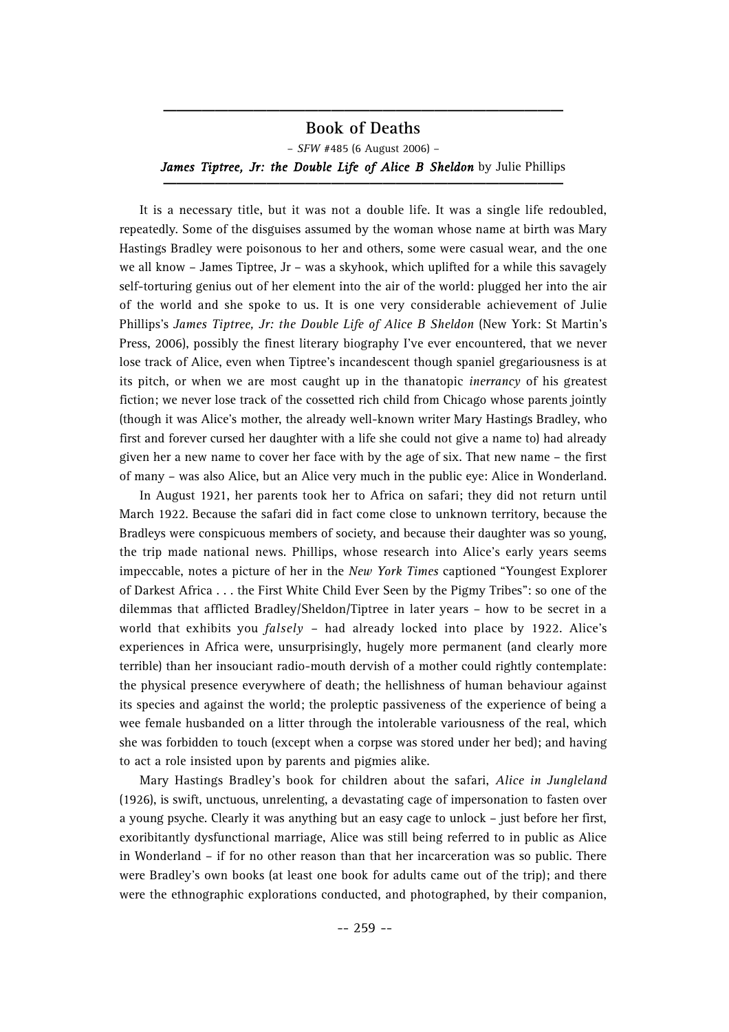## Book of Deaths

– *SFW* #485 (6 August 2006) –

***James Tiptree, Jr: the Double Life of Alice B Sheldon*** by Julie Phillips

It is a necessary title, but it was not a double life. It was a single life redoubled, repeatedly. Some of the disguises assumed by the woman whose name at birth was Mary Hastings Bradley were poisonous to her and others, some were casual wear, and the one we all know – James Tiptree, Jr – was a skyhook, which uplifted for a while this savagely self-torturing genius out of her element into the air of the world: plugged her into the air of the world and she spoke to us. It is one very considerable achievement of Julie Phillips's *James Tiptree, Jr: the Double Life of Alice B Sheldon* (New York: St Martin's Press, 2006), possibly the finest literary biography I've ever encountered, that we never lose track of Alice, even when Tiptree's incandescent though spaniel gregariousness is at its pitch, or when we are most caught up in the thanatopic *inerrancy* of his greatest fiction; we never lose track of the cossetted rich child from Chicago whose parents jointly (though it was Alice's mother, the already well-known writer Mary Hastings Bradley, who first and forever cursed her daughter with a life she could not give a name to) had already given her a new name to cover her face with by the age of six. That new name – the first of many – was also Alice, but an Alice very much in the public eye: Alice in Wonderland.

In August 1921, her parents took her to Africa on safari; they did not return until March 1922. Because the safari did in fact come close to unknown territory, because the Bradleys were conspicuous members of society, and because their daughter was so young, the trip made national news. Phillips, whose research into Alice's early years seems impeccable, notes a picture of her in the *New York Times* captioned "Youngest Explorer of Darkest Africa . . . the First White Child Ever Seen by the Pigmy Tribes": so one of the dilemmas that afflicted Bradley/Sheldon/Tiptree in later years – how to be secret in a world that exhibits you *falsely* – had already locked into place by 1922. Alice's experiences in Africa were, unsurprisingly, hugely more permanent (and clearly more terrible) than her insouciant radio-mouth dervish of a mother could rightly contemplate: the physical presence everywhere of death; the hellishness of human behaviour against its species and against the world; the proleptic passiveness of the experience of being a wee female husbanded on a litter through the intolerable variousness of the real, which she was forbidden to touch (except when a corpse was stored under her bed); and having to act a role insisted upon by parents and pigmies alike.

Mary Hastings Bradley's book for children about the safari, *Alice in Jungleland* (1926), is swift, unctuous, unrelenting, a devastating cage of impersonation to fasten over a young psyche. Clearly it was anything but an easy cage to unlock – just before her first, exoribitantly dysfunctional marriage, Alice was still being referred to in public as Alice in Wonderland – if for no other reason than that her incarceration was so public. There were Bradley's own books (at least one book for adults came out of the trip); and there were the ethnographic explorations conducted, and photographed, by their companion,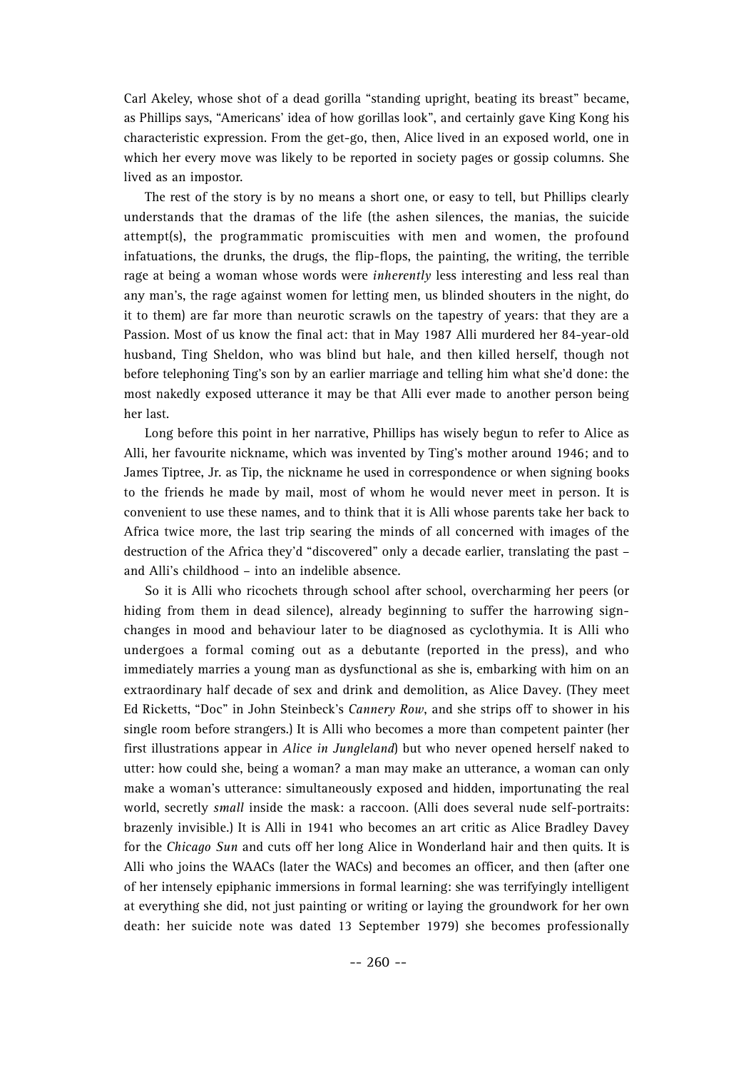Carl Akeley, whose shot of a dead gorilla "standing upright, beating its breast" became, as Phillips says, "Americans' idea of how gorillas look", and certainly gave King Kong his characteristic expression. From the get-go, then, Alice lived in an exposed world, one in which her every move was likely to be reported in society pages or gossip columns. She lived as an impostor.

The rest of the story is by no means a short one, or easy to tell, but Phillips clearly understands that the dramas of the life (the ashen silences, the manias, the suicide attempt(s), the programmatic promiscuities with men and women, the profound infatuations, the drunks, the drugs, the flip-flops, the painting, the writing, the terrible rage at being a woman whose words were *inherently* less interesting and less real than any man's, the rage against women for letting men, us blinded shouters in the night, do it to them) are far more than neurotic scrawls on the tapestry of years: that they are a Passion. Most of us know the final act: that in May 1987 Alli murdered her 84-year-old husband, Ting Sheldon, who was blind but hale, and then killed herself, though not before telephoning Ting's son by an earlier marriage and telling him what she'd done: the most nakedly exposed utterance it may be that Alli ever made to another person being her last.

Long before this point in her narrative, Phillips has wisely begun to refer to Alice as Alli, her favourite nickname, which was invented by Ting's mother around 1946; and to James Tiptree, Jr. as Tip, the nickname he used in correspondence or when signing books to the friends he made by mail, most of whom he would never meet in person. It is convenient to use these names, and to think that it is Alli whose parents take her back to Africa twice more, the last trip searing the minds of all concerned with images of the destruction of the Africa they'd "discovered" only a decade earlier, translating the past – and Alli's childhood – into an indelible absence.

So it is Alli who ricochets through school after school, overcharming her peers (or hiding from them in dead silence), already beginning to suffer the harrowing sign-changes in mood and behaviour later to be diagnosed as cyclothymia. It is Alli who undergoes a formal coming out as a debutante (reported in the press), and who immediately marries a young man as dysfunctional as she is, embarking with him on an extraordinary half decade of sex and drink and demolition, as Alice Davey. (They meet Ed Ricketts, "Doc" in John Steinbeck's *Cannery Row*, and she strips off to shower in his single room before strangers.) It is Alli who becomes a more than competent painter (her first illustrations appear in *Alice in Jungleland*) but who never opened herself naked to utter: how could she, being a woman? a man may make an utterance, a woman can only make a woman's utterance: simultaneously exposed and hidden, importunating the real world, secretly *small* inside the mask: a raccoon. (Alli does several nude self-portraits: brazenly invisible.) It is Alli in 1941 who becomes an art critic as Alice Bradley Davey for the *Chicago Sun* and cuts off her long Alice in Wonderland hair and then quits. It is Alli who joins the WAACs (later the WACs) and becomes an officer, and then (after one of her intensely epiphanic immersions in formal learning: she was terrifyingly intelligent at everything she did, not just painting or writing or laying the groundwork for her own death: her suicide note was dated 13 September 1979) she becomes professionally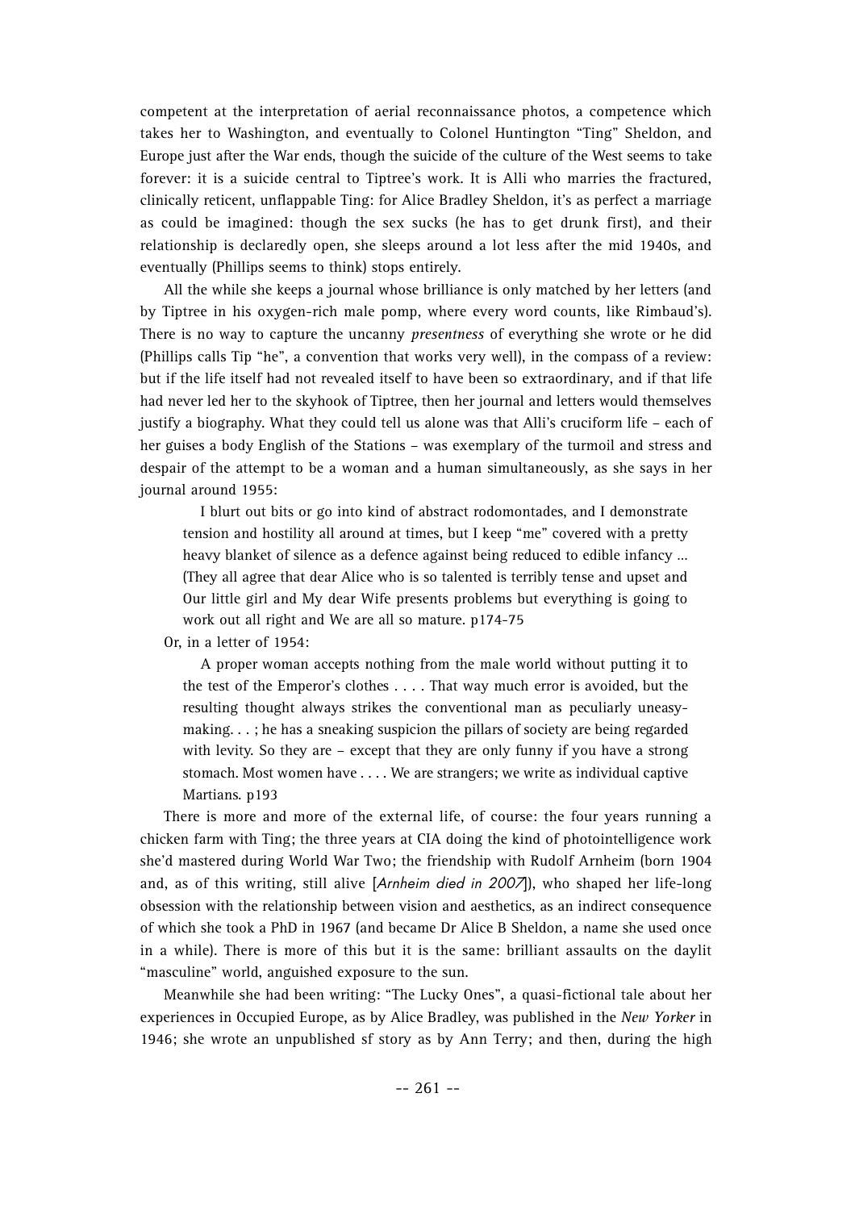competent at the interpretation of aerial reconnaissance photos, a competence which takes her to Washington, and eventually to Colonel Huntington "Ting" Sheldon, and Europe just after the War ends, though the suicide of the culture of the West seems to take forever: it is a suicide central to Tiptree's work. It is Alli who marries the fractured, clinically reticent, unflappable Ting: for Alice Bradley Sheldon, it's as perfect a marriage as could be imagined: though the sex sucks (he has to get drunk first), and their relationship is declaredly open, she sleeps around a lot less after the mid 1940s, and eventually (Phillips seems to think) stops entirely.

All the while she keeps a journal whose brilliance is only matched by her letters (and by Tiptree in his oxygen-rich male pomp, where every word counts, like Rimbaud's). There is no way to capture the uncanny *presentness* of everything she wrote or he did (Phillips calls Tip "he", a convention that works very well), in the compass of a review: but if the life itself had not revealed itself to have been so extraordinary, and if that life had never led her to the skyhook of Tiptree, then her journal and letters would themselves justify a biography. What they could tell us alone was that Alli's cruciform life – each of her guises a body English of the Stations – was exemplary of the turmoil and stress and despair of the attempt to be a woman and a human simultaneously, as she says in her journal around 1955:

> I blurt out bits or go into kind of abstract rodomontades, and I demonstrate tension and hostility all around at times, but I keep "me" covered with a pretty heavy blanket of silence as a defence against being reduced to edible infancy ... (They all agree that dear Alice who is so talented is terribly tense and upset and Our little girl and My dear Wife presents problems but everything is going to work out all right and We are all so mature. p174-75

Or, in a letter of 1954:

> A proper woman accepts nothing from the male world without putting it to the test of the Emperor's clothes . . . . That way much error is avoided, but the resulting thought always strikes the conventional man as peculiarly uneasy-making. . . ; he has a sneaking suspicion the pillars of society are being regarded with levity. So they are – except that they are only funny if you have a strong stomach. Most women have . . . . We are strangers; we write as individual captive Martians. p193

There is more and more of the external life, of course: the four years running a chicken farm with Ting; the three years at CIA doing the kind of photointelligence work she'd mastered during World War Two; the friendship with Rudolf Arnheim (born 1904 and, as of this writing, still alive [*Arnheim died in 2007*]), who shaped her life-long obsession with the relationship between vision and aesthetics, as an indirect consequence of which she took a PhD in 1967 (and became Dr Alice B Sheldon, a name she used once in a while). There is more of this but it is the same: brilliant assaults on the daylit "masculine" world, anguished exposure to the sun.

Meanwhile she had been writing: "The Lucky Ones", a quasi-fictional tale about her experiences in Occupied Europe, as by Alice Bradley, was published in the *New Yorker* in 1946; she wrote an unpublished sf story as by Ann Terry; and then, during the high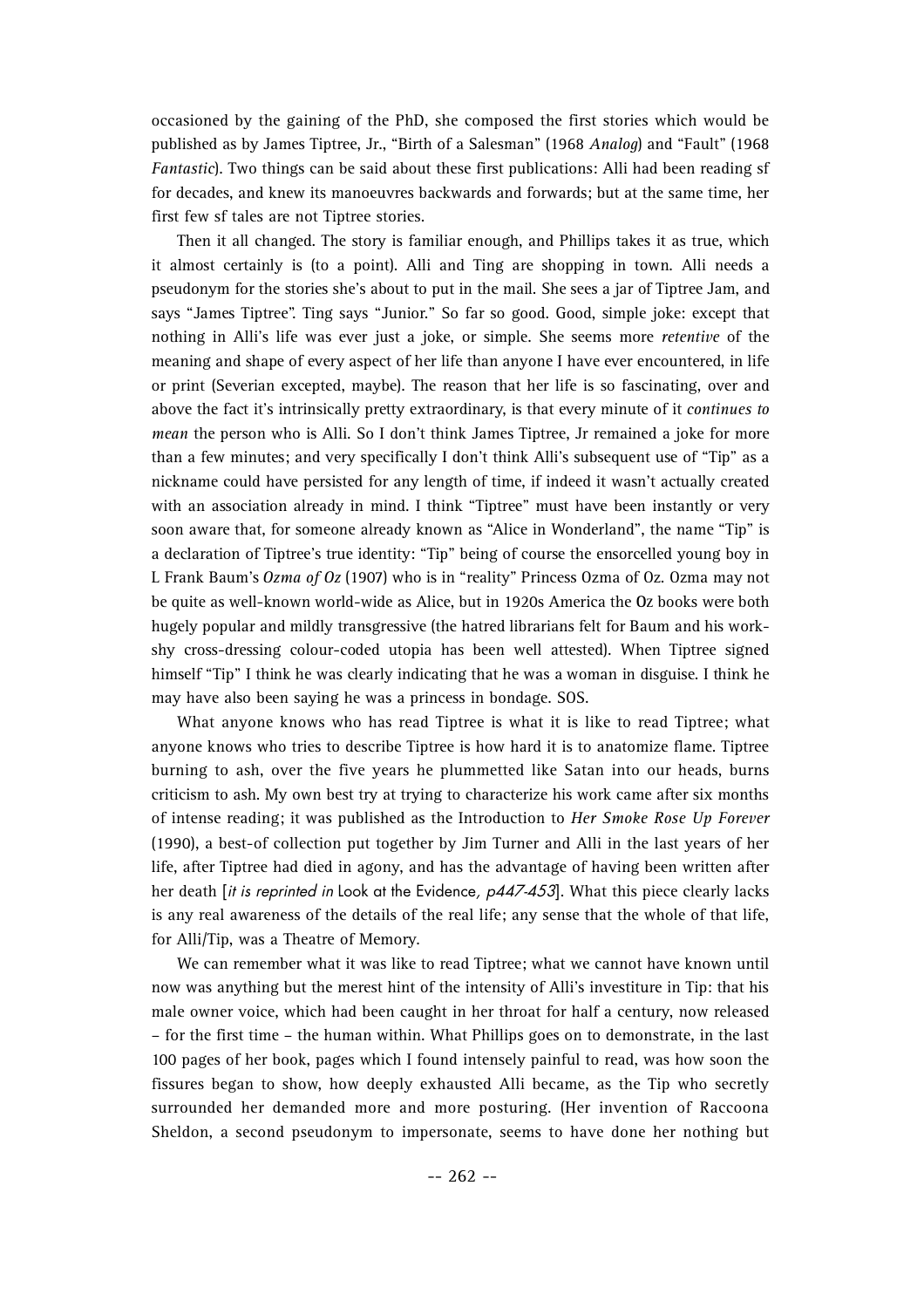occasioned by the gaining of the PhD, she composed the first stories which would be published as by James Tiptree, Jr., "Birth of a Salesman" (1968 *Analog*) and "Fault" (1968 *Fantastic*). Two things can be said about these first publications: Alli had been reading sf for decades, and knew its manoeuvres backwards and forwards; but at the same time, her first few sf tales are not Tiptree stories.

Then it all changed. The story is familiar enough, and Phillips takes it as true, which it almost certainly is (to a point). Alli and Ting are shopping in town. Alli needs a pseudonym for the stories she's about to put in the mail. She sees a jar of Tiptree Jam, and says "James Tiptree". Ting says "Junior." So far so good. Good, simple joke: except that nothing in Alli's life was ever just a joke, or simple. She seems more *retentive* of the meaning and shape of every aspect of her life than anyone I have ever encountered, in life or print (Severian excepted, maybe). The reason that her life is so fascinating, over and above the fact it's intrinsically pretty extraordinary, is that every minute of it *continues to mean* the person who is Alli. So I don't think James Tiptree, Jr remained a joke for more than a few minutes; and very specifically I don't think Alli's subsequent use of "Tip" as a nickname could have persisted for any length of time, if indeed it wasn't actually created with an association already in mind. I think "Tiptree" must have been instantly or very soon aware that, for someone already known as "Alice in Wonderland", the name "Tip" is a declaration of Tiptree's true identity: "Tip" being of course the ensorcelled young boy in L Frank Baum's *Ozma of Oz* (1907) who is in "reality" Princess Ozma of Oz. Ozma may not be quite as well-known world-wide as Alice, but in 1920s America the Oz books were both hugely popular and mildly transgressive (the hatred librarians felt for Baum and his work-shy cross-dressing colour-coded utopia has been well attested). When Tiptree signed himself "Tip" I think he was clearly indicating that he was a woman in disguise. I think he may have also been saying he was a princess in bondage. SOS.

What anyone knows who has read Tiptree is what it is like to read Tiptree; what anyone knows who tries to describe Tiptree is how hard it is to anatomize flame. Tiptree burning to ash, over the five years he plummetted like Satan into our heads, burns criticism to ash. My own best try at trying to characterize his work came after six months of intense reading; it was published as the Introduction to *Her Smoke Rose Up Forever* (1990), a best-of collection put together by Jim Turner and Alli in the last years of her life, after Tiptree had died in agony, and has the advantage of having been written after her death [*it is reprinted in* Look at the Evidence*, p447-453*]. What this piece clearly lacks is any real awareness of the details of the real life; any sense that the whole of that life, for Alli/Tip, was a Theatre of Memory.

We can remember what it was like to read Tiptree; what we cannot have known until now was anything but the merest hint of the intensity of Alli's investiture in Tip: that his male owner voice, which had been caught in her throat for half a century, now released – for the first time – the human within. What Phillips goes on to demonstrate, in the last 100 pages of her book, pages which I found intensely painful to read, was how soon the fissures began to show, how deeply exhausted Alli became, as the Tip who secretly surrounded her demanded more and more posturing. (Her invention of Raccoona Sheldon, a second pseudonym to impersonate, seems to have done her nothing but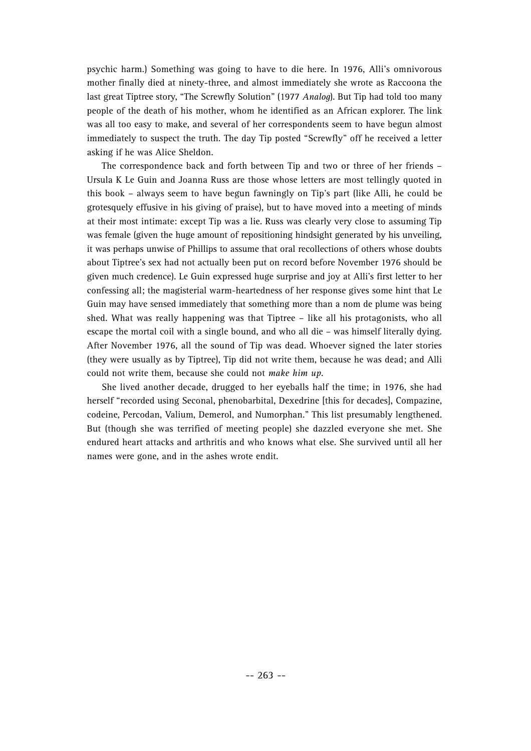psychic harm.) Something was going to have to die here. In 1976, Alli's omnivorous mother finally died at ninety-three, and almost immediately she wrote as Raccoona the last great Tiptree story, "The Screwfly Solution" (1977 *Analog*). But Tip had told too many people of the death of his mother, whom he identified as an African explorer. The link was all too easy to make, and several of her correspondents seem to have begun almost immediately to suspect the truth. The day Tip posted "Screwfly" off he received a letter asking if he was Alice Sheldon.

The correspondence back and forth between Tip and two or three of her friends – Ursula K Le Guin and Joanna Russ are those whose letters are most tellingly quoted in this book – always seem to have begun fawningly on Tip's part (like Alli, he could be grotesquely effusive in his giving of praise), but to have moved into a meeting of minds at their most intimate: except Tip was a lie. Russ was clearly very close to assuming Tip was female (given the huge amount of repositioning hindsight generated by his unveiling, it was perhaps unwise of Phillips to assume that oral recollections of others whose doubts about Tiptree's sex had not actually been put on record before November 1976 should be given much credence). Le Guin expressed huge surprise and joy at Alli's first letter to her confessing all; the magisterial warm-heartedness of her response gives some hint that Le Guin may have sensed immediately that something more than a nom de plume was being shed. What was really happening was that Tiptree – like all his protagonists, who all escape the mortal coil with a single bound, and who all die – was himself literally dying. After November 1976, all the sound of Tip was dead. Whoever signed the later stories (they were usually as by Tiptree), Tip did not write them, because he was dead; and Alli could not write them, because she could not *make him up*.

She lived another decade, drugged to her eyeballs half the time; in 1976, she had herself "recorded using Seconal, phenobarbital, Dexedrine [this for decades], Compazine, codeine, Percodan, Valium, Demerol, and Numorphan." This list presumably lengthened. But (though she was terrified of meeting people) she dazzled everyone she met. She endured heart attacks and arthritis and who knows what else. She survived until all her names were gone, and in the ashes wrote endit.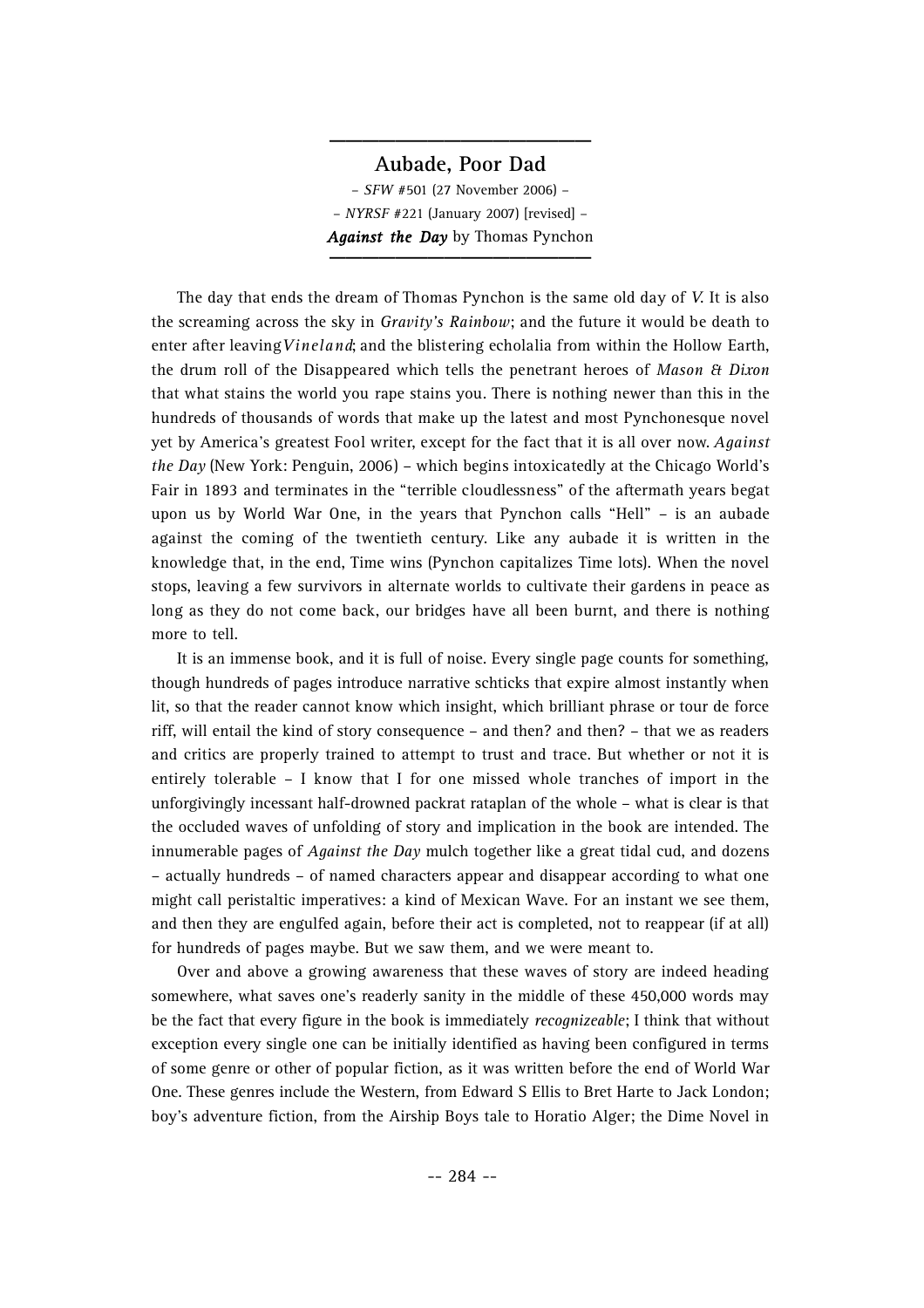## Aubade, Poor Dad

– *SFW* #501 (27 November 2006) –
– *NYRSF* #221 (January 2007) [revised] –
***Against the Day*** by Thomas Pynchon

The day that ends the dream of Thomas Pynchon is the same old day of *V.* It is also the screaming across the sky in *Gravity's Rainbow*; and the future it would be death to enter after leaving *Vineland*; and the blistering echolalia from within the Hollow Earth, the drum roll of the Disappeared which tells the penetrant heroes of *Mason & Dixon* that what stains the world you rape stains you. There is nothing newer than this in the hundreds of thousands of words that make up the latest and most Pynchonesque novel yet by America's greatest Fool writer, except for the fact that it is all over now. *Against the Day* (New York: Penguin, 2006) – which begins intoxicatedly at the Chicago World's Fair in 1893 and terminates in the "terrible cloudlessness" of the aftermath years begat upon us by World War One, in the years that Pynchon calls "Hell" – is an aubade against the coming of the twentieth century. Like any aubade it is written in the knowledge that, in the end, Time wins (Pynchon capitalizes Time lots). When the novel stops, leaving a few survivors in alternate worlds to cultivate their gardens in peace as long as they do not come back, our bridges have all been burnt, and there is nothing more to tell.

It is an immense book, and it is full of noise. Every single page counts for something, though hundreds of pages introduce narrative schticks that expire almost instantly when lit, so that the reader cannot know which insight, which brilliant phrase or tour de force riff, will entail the kind of story consequence – and then? and then? – that we as readers and critics are properly trained to attempt to trust and trace. But whether or not it is entirely tolerable – I know that I for one missed whole tranches of import in the unforgivingly incessant half-drowned packrat rataplan of the whole – what is clear is that the occluded waves of unfolding of story and implication in the book are intended. The innumerable pages of *Against the Day* mulch together like a great tidal cud, and dozens – actually hundreds – of named characters appear and disappear according to what one might call peristaltic imperatives: a kind of Mexican Wave. For an instant we see them, and then they are engulfed again, before their act is completed, not to reappear (if at all) for hundreds of pages maybe. But we saw them, and we were meant to.

Over and above a growing awareness that these waves of story are indeed heading somewhere, what saves one's readerly sanity in the middle of these 450,000 words may be the fact that every figure in the book is immediately *recognizeable*; I think that without exception every single one can be initially identified as having been configured in terms of some genre or other of popular fiction, as it was written before the end of World War One. These genres include the Western, from Edward S Ellis to Bret Harte to Jack London; boy's adventure fiction, from the Airship Boys tale to Horatio Alger; the Dime Novel in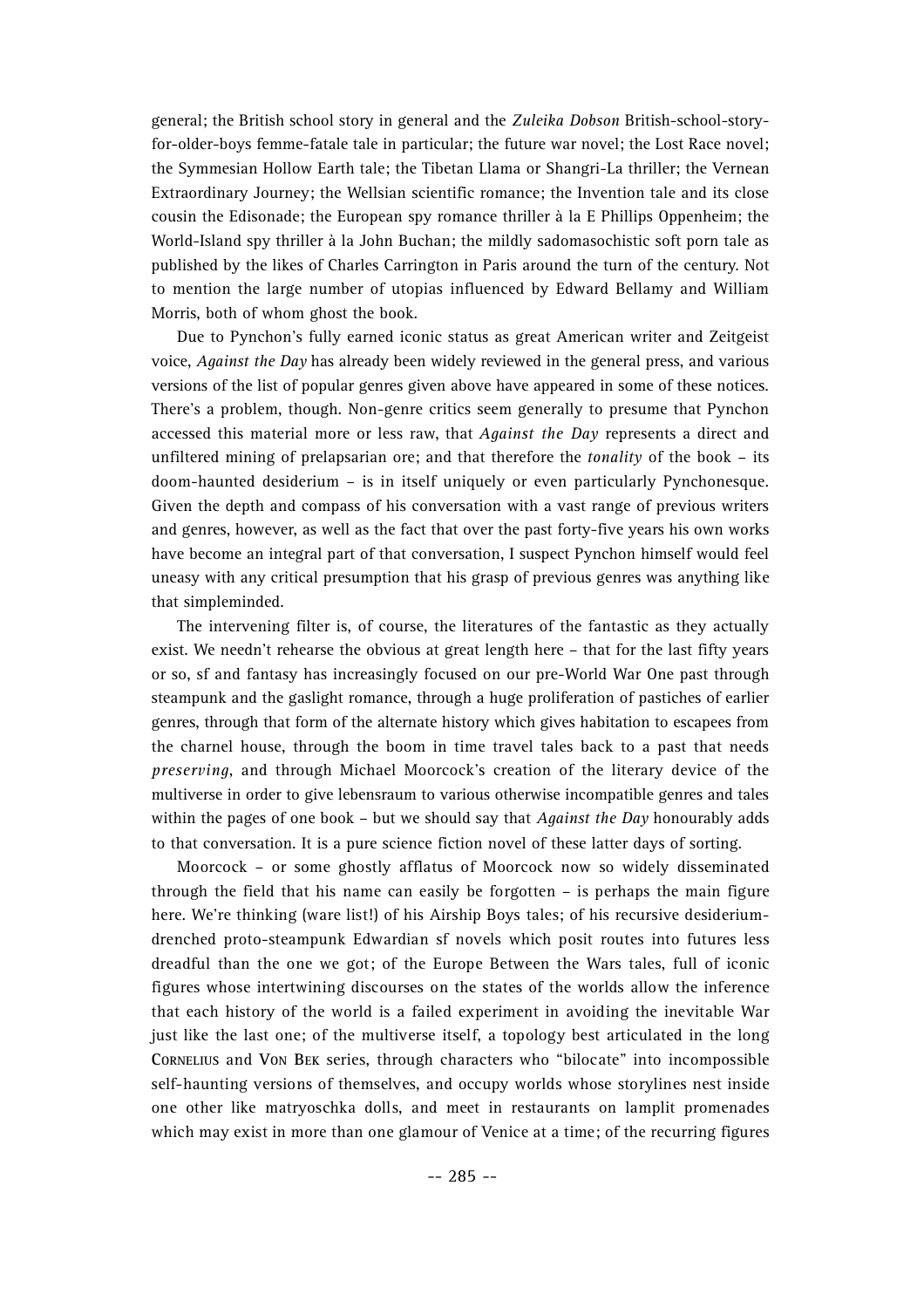general; the British school story in general and the *Zuleika Dobson* British-school-story-for-older-boys femme-fatale tale in particular; the future war novel; the Lost Race novel; the Symmesian Hollow Earth tale; the Tibetan Llama or Shangri-La thriller; the Vernean Extraordinary Journey; the Wellsian scientific romance; the Invention tale and its close cousin the Edisonade; the European spy romance thriller à la E Phillips Oppenheim; the World-Island spy thriller à la John Buchan; the mildly sadomasochistic soft porn tale as published by the likes of Charles Carrington in Paris around the turn of the century. Not to mention the large number of utopias influenced by Edward Bellamy and William Morris, both of whom ghost the book.

Due to Pynchon's fully earned iconic status as great American writer and Zeitgeist voice, *Against the Day* has already been widely reviewed in the general press, and various versions of the list of popular genres given above have appeared in some of these notices. There's a problem, though. Non-genre critics seem generally to presume that Pynchon accessed this material more or less raw, that *Against the Day* represents a direct and unfiltered mining of prelapsarian ore; and that therefore the *tonality* of the book – its doom-haunted desiderium – is in itself uniquely or even particularly Pynchonesque. Given the depth and compass of his conversation with a vast range of previous writers and genres, however, as well as the fact that over the past forty-five years his own works have become an integral part of that conversation, I suspect Pynchon himself would feel uneasy with any critical presumption that his grasp of previous genres was anything like that simpleminded.

The intervening filter is, of course, the literatures of the fantastic as they actually exist. We needn't rehearse the obvious at great length here – that for the last fifty years or so, sf and fantasy has increasingly focused on our pre-World War One past through steampunk and the gaslight romance, through a huge proliferation of pastiches of earlier genres, through that form of the alternate history which gives habitation to escapees from the charnel house, through the boom in time travel tales back to a past that needs *preserving*, and through Michael Moorcock's creation of the literary device of the multiverse in order to give lebensraum to various otherwise incompatible genres and tales within the pages of one book – but we should say that *Against the Day* honourably adds to that conversation. It is a pure science fiction novel of these latter days of sorting.

Moorcock – or some ghostly afflatus of Moorcock now so widely disseminated through the field that his name can easily be forgotten – is perhaps the main figure here. We're thinking (ware list!) of his Airship Boys tales; of his recursive desiderium-drenched proto-steampunk Edwardian sf novels which posit routes into futures less dreadful than the one we got; of the Europe Between the Wars tales, full of iconic figures whose intertwining discourses on the states of the worlds allow the inference that each history of the world is a failed experiment in avoiding the inevitable War just like the last one; of the multiverse itself, a topology best articulated in the long CORNELIUS and VON BEK series, through characters who "bilocate" into incompossible self-haunting versions of themselves, and occupy worlds whose storylines nest inside one other like matryoschka dolls, and meet in restaurants on lamplit promenades which may exist in more than one glamour of Venice at a time; of the recurring figures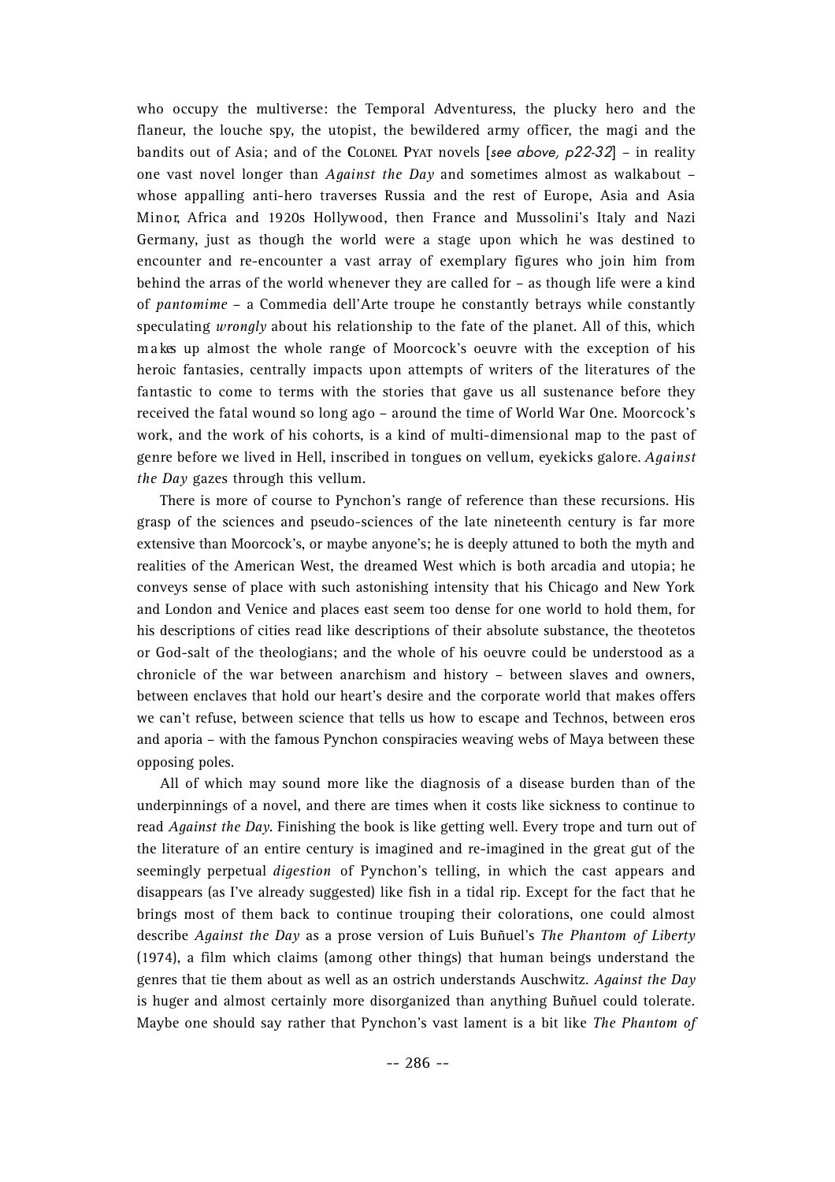who occupy the multiverse: the Temporal Adventuress, the plucky hero and the flaneur, the louche spy, the utopist, the bewildered army officer, the magi and the bandits out of Asia; and of the Colonel Pyat novels [*see above, p22-32*] – in reality one vast novel longer than *Against the Day* and sometimes almost as walkabout – whose appalling anti-hero traverses Russia and the rest of Europe, Asia and Asia Minor, Africa and 1920s Hollywood, then France and Mussolini's Italy and Nazi Germany, just as though the world were a stage upon which he was destined to encounter and re-encounter a vast array of exemplary figures who join him from behind the arras of the world whenever they are called for – as though life were a kind of *pantomime* – a Commedia dell'Arte troupe he constantly betrays while constantly speculating *wrongly* about his relationship to the fate of the planet. All of this, which makes up almost the whole range of Moorcock's oeuvre with the exception of his heroic fantasies, centrally impacts upon attempts of writers of the literatures of the fantastic to come to terms with the stories that gave us all sustenance before they received the fatal wound so long ago – around the time of World War One. Moorcock's work, and the work of his cohorts, is a kind of multi-dimensional map to the past of genre before we lived in Hell, inscribed in tongues on vellum, eyekicks galore. *Against the Day* gazes through this vellum.

There is more of course to Pynchon's range of reference than these recursions. His grasp of the sciences and pseudo-sciences of the late nineteenth century is far more extensive than Moorcock's, or maybe anyone's; he is deeply attuned to both the myth and realities of the American West, the dreamed West which is both arcadia and utopia; he conveys sense of place with such astonishing intensity that his Chicago and New York and London and Venice and places east seem too dense for one world to hold them, for his descriptions of cities read like descriptions of their absolute substance, the theotetos or God-salt of the theologians; and the whole of his oeuvre could be understood as a chronicle of the war between anarchism and history – between slaves and owners, between enclaves that hold our heart's desire and the corporate world that makes offers we can't refuse, between science that tells us how to escape and Technos, between eros and aporia – with the famous Pynchon conspiracies weaving webs of Maya between these opposing poles.

All of which may sound more like the diagnosis of a disease burden than of the underpinnings of a novel, and there are times when it costs like sickness to continue to read *Against the Day*. Finishing the book is like getting well. Every trope and turn out of the literature of an entire century is imagined and re-imagined in the great gut of the seemingly perpetual *digestion* of Pynchon's telling, in which the cast appears and disappears (as I've already suggested) like fish in a tidal rip. Except for the fact that he brings most of them back to continue trouping their colorations, one could almost describe *Against the Day* as a prose version of Luis Buñuel's *The Phantom of Liberty* (1974), a film which claims (among other things) that human beings understand the genres that tie them about as well as an ostrich understands Auschwitz. *Against the Day* is huger and almost certainly more disorganized than anything Buñuel could tolerate. Maybe one should say rather that Pynchon's vast lament is a bit like *The Phantom of*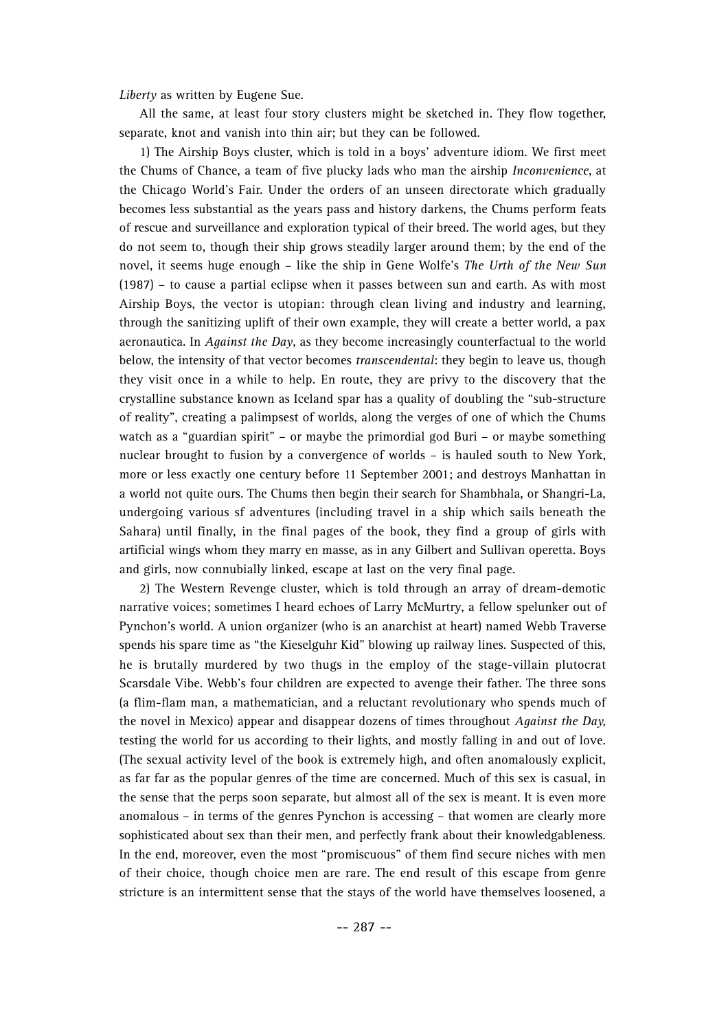*Liberty* as written by Eugene Sue.

All the same, at least four story clusters might be sketched in. They flow together, separate, knot and vanish into thin air; but they can be followed.

1) The Airship Boys cluster, which is told in a boys' adventure idiom. We first meet the Chums of Chance, a team of five plucky lads who man the airship *Inconvenience*, at the Chicago World's Fair. Under the orders of an unseen directorate which gradually becomes less substantial as the years pass and history darkens, the Chums perform feats of rescue and surveillance and exploration typical of their breed. The world ages, but they do not seem to, though their ship grows steadily larger around them; by the end of the novel, it seems huge enough – like the ship in Gene Wolfe's *The Urth of the New Sun* (1987) – to cause a partial eclipse when it passes between sun and earth. As with most Airship Boys, the vector is utopian: through clean living and industry and learning, through the sanitizing uplift of their own example, they will create a better world, a pax aeronautica. In *Against the Day*, as they become increasingly counterfactual to the world below, the intensity of that vector becomes *transcendental*: they begin to leave us, though they visit once in a while to help. En route, they are privy to the discovery that the crystalline substance known as Iceland spar has a quality of doubling the "sub-structure of reality", creating a palimpsest of worlds, along the verges of one of which the Chums watch as a "guardian spirit" – or maybe the primordial god Buri – or maybe something nuclear brought to fusion by a convergence of worlds – is hauled south to New York, more or less exactly one century before 11 September 2001; and destroys Manhattan in a world not quite ours. The Chums then begin their search for Shambhala, or Shangri-La, undergoing various sf adventures (including travel in a ship which sails beneath the Sahara) until finally, in the final pages of the book, they find a group of girls with artificial wings whom they marry en masse, as in any Gilbert and Sullivan operetta. Boys and girls, now connubially linked, escape at last on the very final page.

2) The Western Revenge cluster, which is told through an array of dream-demotic narrative voices; sometimes I heard echoes of Larry McMurtry, a fellow spelunker out of Pynchon's world. A union organizer (who is an anarchist at heart) named Webb Traverse spends his spare time as "the Kieselguhr Kid" blowing up railway lines. Suspected of this, he is brutally murdered by two thugs in the employ of the stage-villain plutocrat Scarsdale Vibe. Webb's four children are expected to avenge their father. The three sons (a flim-flam man, a mathematician, and a reluctant revolutionary who spends much of the novel in Mexico) appear and disappear dozens of times throughout *Against the Day,* testing the world for us according to their lights, and mostly falling in and out of love. (The sexual activity level of the book is extremely high, and often anomalously explicit, as far far as the popular genres of the time are concerned. Much of this sex is casual, in the sense that the perps soon separate, but almost all of the sex is meant. It is even more anomalous – in terms of the genres Pynchon is accessing – that women are clearly more sophisticated about sex than their men, and perfectly frank about their knowledgableness. In the end, moreover, even the most "promiscuous" of them find secure niches with men of their choice, though choice men are rare. The end result of this escape from genre stricture is an intermittent sense that the stays of the world have themselves loosened, a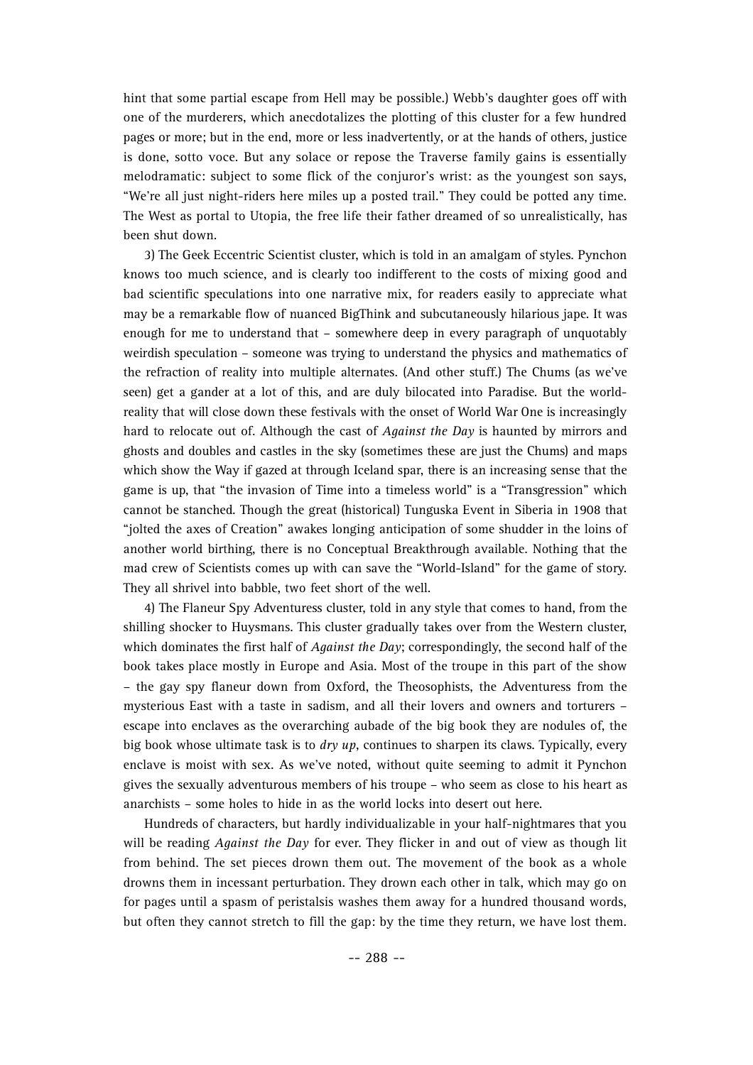hint that some partial escape from Hell may be possible.) Webb's daughter goes off with one of the murderers, which anecdotalizes the plotting of this cluster for a few hundred pages or more; but in the end, more or less inadvertently, or at the hands of others, justice is done, sotto voce. But any solace or repose the Traverse family gains is essentially melodramatic: subject to some flick of the conjuror's wrist: as the youngest son says, "We're all just night-riders here miles up a posted trail." They could be potted any time. The West as portal to Utopia, the free life their father dreamed of so unrealistically, has been shut down.

3) The Geek Eccentric Scientist cluster, which is told in an amalgam of styles. Pynchon knows too much science, and is clearly too indifferent to the costs of mixing good and bad scientific speculations into one narrative mix, for readers easily to appreciate what may be a remarkable flow of nuanced BigThink and subcutaneously hilarious jape. It was enough for me to understand that – somewhere deep in every paragraph of unquotably weirdish speculation – someone was trying to understand the physics and mathematics of the refraction of reality into multiple alternates. (And other stuff.) The Chums (as we've seen) get a gander at a lot of this, and are duly bilocated into Paradise. But the world-reality that will close down these festivals with the onset of World War One is increasingly hard to relocate out of. Although the cast of *Against the Day* is haunted by mirrors and ghosts and doubles and castles in the sky (sometimes these are just the Chums) and maps which show the Way if gazed at through Iceland spar, there is an increasing sense that the game is up, that "the invasion of Time into a timeless world" is a "Transgression" which cannot be stanched. Though the great (historical) Tunguska Event in Siberia in 1908 that "jolted the axes of Creation" awakes longing anticipation of some shudder in the loins of another world birthing, there is no Conceptual Breakthrough available. Nothing that the mad crew of Scientists comes up with can save the "World-Island" for the game of story. They all shrivel into babble, two feet short of the well.

4) The Flaneur Spy Adventuress cluster, told in any style that comes to hand, from the shilling shocker to Huysmans. This cluster gradually takes over from the Western cluster, which dominates the first half of *Against the Day*; correspondingly, the second half of the book takes place mostly in Europe and Asia. Most of the troupe in this part of the show – the gay spy flaneur down from Oxford, the Theosophists, the Adventuress from the mysterious East with a taste in sadism, and all their lovers and owners and torturers – escape into enclaves as the overarching aubade of the big book they are nodules of, the big book whose ultimate task is to *dry up*, continues to sharpen its claws. Typically, every enclave is moist with sex. As we've noted, without quite seeming to admit it Pynchon gives the sexually adventurous members of his troupe – who seem as close to his heart as anarchists – some holes to hide in as the world locks into desert out here.

Hundreds of characters, but hardly individualizable in your half-nightmares that you will be reading *Against the Day* for ever. They flicker in and out of view as though lit from behind. The set pieces drown them out. The movement of the book as a whole drowns them in incessant perturbation. They drown each other in talk, which may go on for pages until a spasm of peristalsis washes them away for a hundred thousand words, but often they cannot stretch to fill the gap: by the time they return, we have lost them.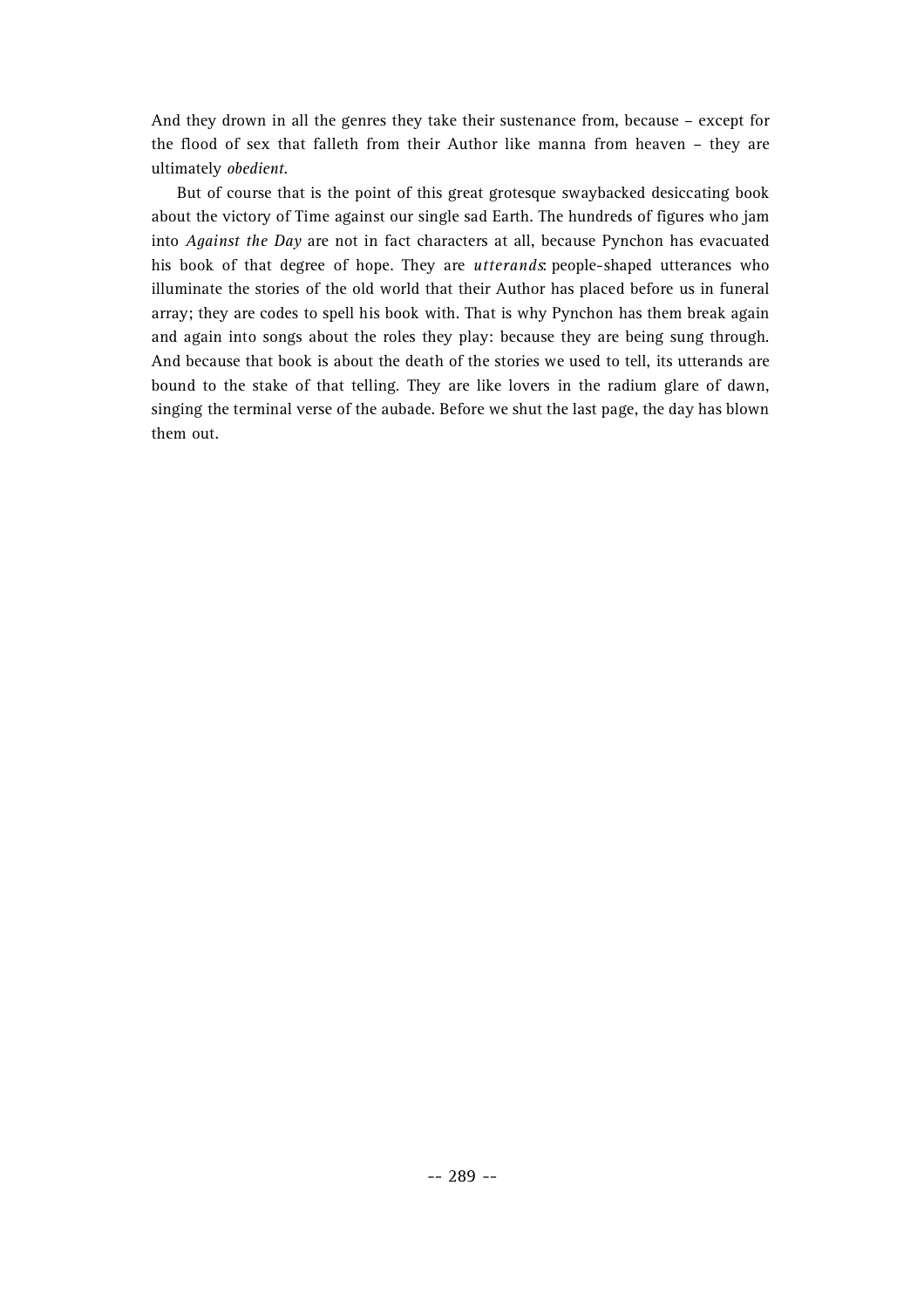And they drown in all the genres they take their sustenance from, because – except for the flood of sex that falleth from their Author like manna from heaven – they are ultimately *obedient*.

But of course that is the point of this great grotesque swaybacked desiccating book about the victory of Time against our single sad Earth. The hundreds of figures who jam into *Against the Day* are not in fact characters at all, because Pynchon has evacuated his book of that degree of hope. They are *utterands*: people-shaped utterances who illuminate the stories of the old world that their Author has placed before us in funeral array; they are codes to spell his book with. That is why Pynchon has them break again and again into songs about the roles they play: because they are being sung through. And because that book is about the death of the stories we used to tell, its utterands are bound to the stake of that telling. They are like lovers in the radium glare of dawn, singing the terminal verse of the aubade. Before we shut the last page, the day has blown them out.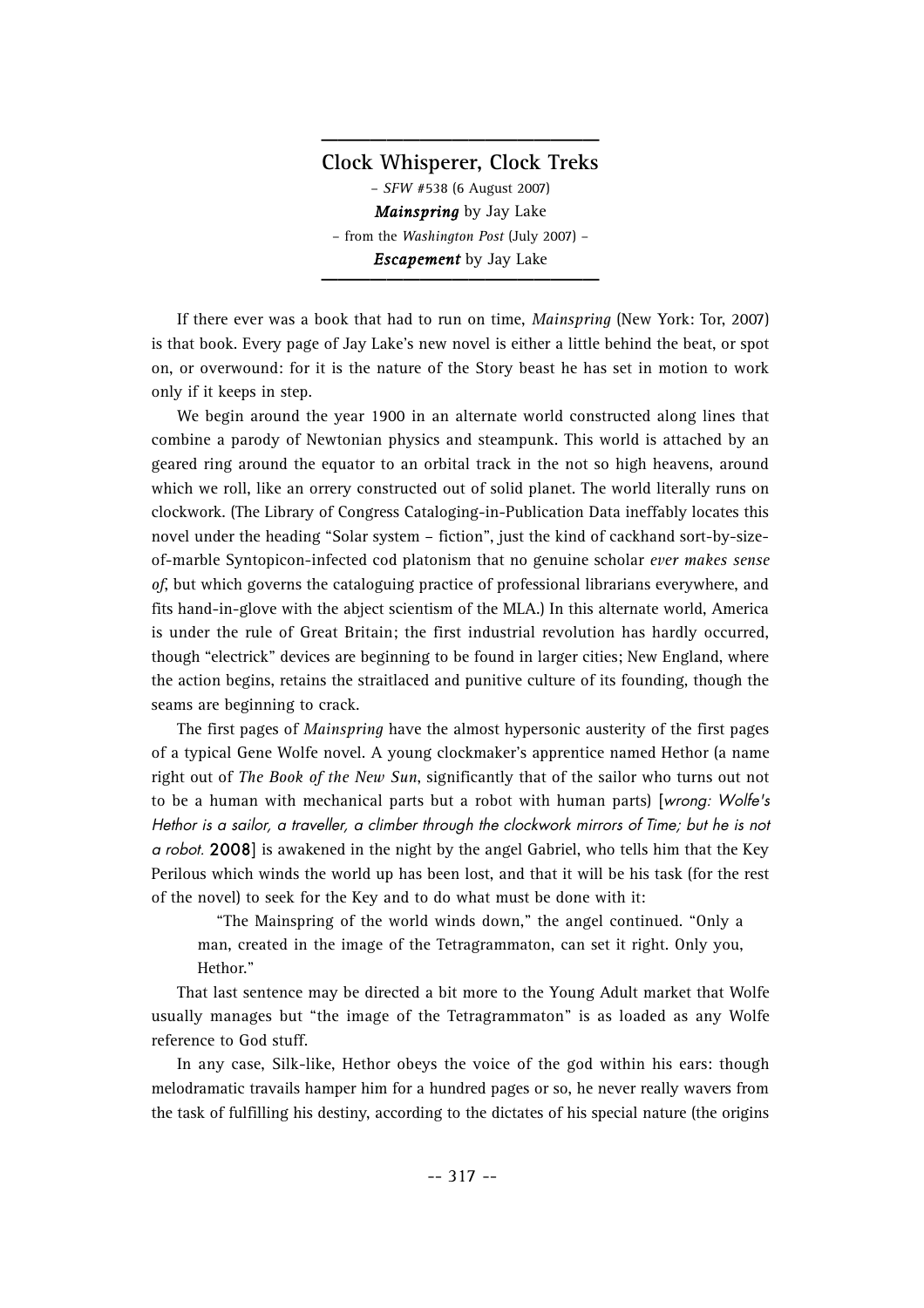## Clock Whisperer, Clock Treks

– *SFW* #538 (6 August 2007)

***Mainspring*** by Jay Lake

– from the *Washington Post* (July 2007) –

***Escapement*** by Jay Lake

If there ever was a book that had to run on time, *Mainspring* (New York: Tor, 2007) is that book. Every page of Jay Lake's new novel is either a little behind the beat, or spot on, or overwound: for it is the nature of the Story beast he has set in motion to work only if it keeps in step.

We begin around the year 1900 in an alternate world constructed along lines that combine a parody of Newtonian physics and steampunk. This world is attached by an geared ring around the equator to an orbital track in the not so high heavens, around which we roll, like an orrery constructed out of solid planet. The world literally runs on clockwork. (The Library of Congress Cataloging-in-Publication Data ineffably locates this novel under the heading "Solar system – fiction", just the kind of cackhand sort-by-size-of-marble Syntopicon-infected cod platonism that no genuine scholar *ever makes sense of*, but which governs the cataloguing practice of professional librarians everywhere, and fits hand-in-glove with the abject scientism of the MLA.) In this alternate world, America is under the rule of Great Britain; the first industrial revolution has hardly occurred, though "electrick" devices are beginning to be found in larger cities; New England, where the action begins, retains the straitlaced and punitive culture of its founding, though the seams are beginning to crack.

The first pages of *Mainspring* have the almost hypersonic austerity of the first pages of a typical Gene Wolfe novel. A young clockmaker's apprentice named Hethor (a name right out of *The Book of the New Sun*, significantly that of the sailor who turns out not to be a human with mechanical parts but a robot with human parts) [*wrong: Wolfe's Hethor is a sailor, a traveller, a climber through the clockwork mirrors of Time; but he is not a robot.* **2008**] is awakened in the night by the angel Gabriel, who tells him that the Key Perilous which winds the world up has been lost, and that it will be his task (for the rest of the novel) to seek for the Key and to do what must be done with it:

> "The Mainspring of the world winds down," the angel continued. "Only a man, created in the image of the Tetragrammaton, can set it right. Only you, Hethor."

That last sentence may be directed a bit more to the Young Adult market that Wolfe usually manages but "the image of the Tetragrammaton" is as loaded as any Wolfe reference to God stuff.

In any case, Silk-like, Hethor obeys the voice of the god within his ears: though melodramatic travails hamper him for a hundred pages or so, he never really wavers from the task of fulfilling his destiny, according to the dictates of his special nature (the origins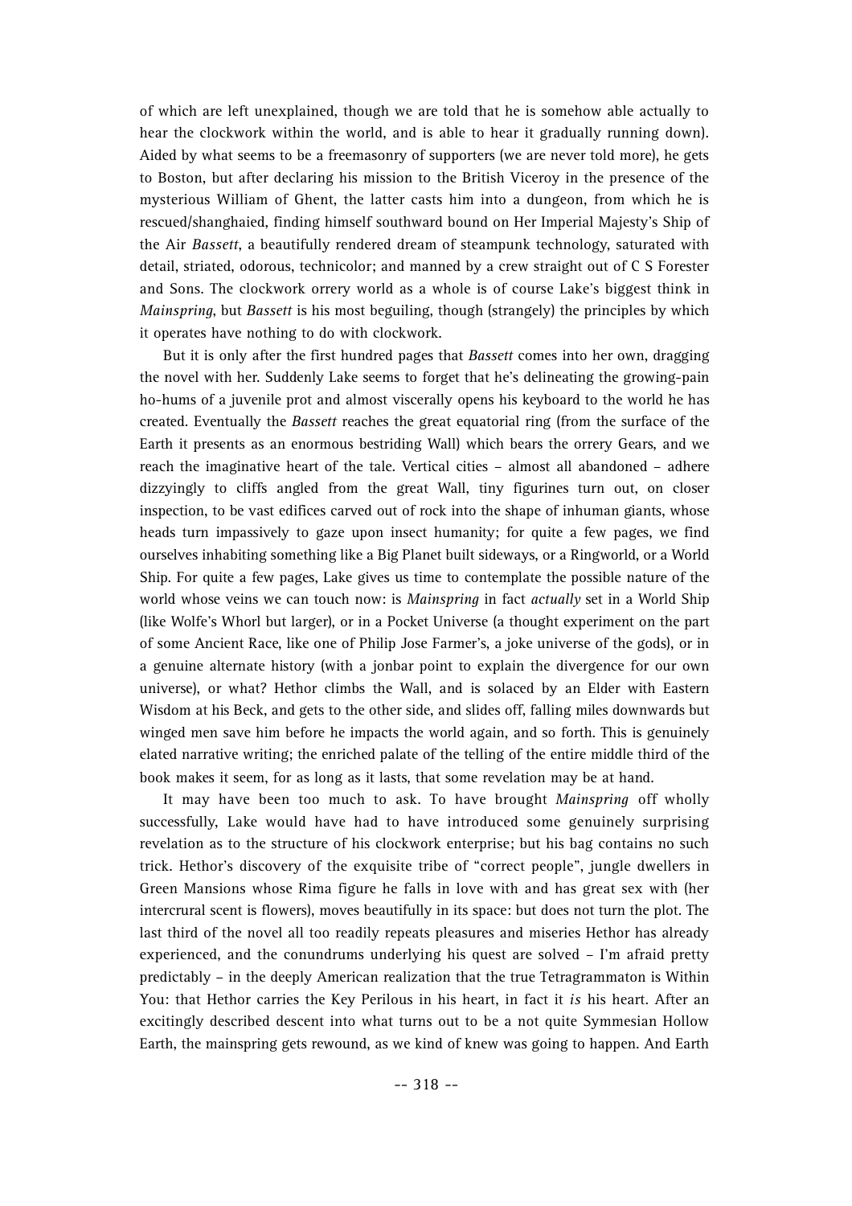of which are left unexplained, though we are told that he is somehow able actually to hear the clockwork within the world, and is able to hear it gradually running down). Aided by what seems to be a freemasonry of supporters (we are never told more), he gets to Boston, but after declaring his mission to the British Viceroy in the presence of the mysterious William of Ghent, the latter casts him into a dungeon, from which he is rescued/shanghaied, finding himself southward bound on Her Imperial Majesty's Ship of the Air *Bassett*, a beautifully rendered dream of steampunk technology, saturated with detail, striated, odorous, technicolor; and manned by a crew straight out of C S Forester and Sons. The clockwork orrery world as a whole is of course Lake's biggest think in *Mainspring*, but *Bassett* is his most beguiling, though (strangely) the principles by which it operates have nothing to do with clockwork.

But it is only after the first hundred pages that *Bassett* comes into her own, dragging the novel with her. Suddenly Lake seems to forget that he's delineating the growing-pain ho-hums of a juvenile prot and almost viscerally opens his keyboard to the world he has created. Eventually the *Bassett* reaches the great equatorial ring (from the surface of the Earth it presents as an enormous bestriding Wall) which bears the orrery Gears, and we reach the imaginative heart of the tale. Vertical cities – almost all abandoned – adhere dizzyingly to cliffs angled from the great Wall, tiny figurines turn out, on closer inspection, to be vast edifices carved out of rock into the shape of inhuman giants, whose heads turn impassively to gaze upon insect humanity; for quite a few pages, we find ourselves inhabiting something like a Big Planet built sideways, or a Ringworld, or a World Ship. For quite a few pages, Lake gives us time to contemplate the possible nature of the world whose veins we can touch now: is *Mainspring* in fact *actually* set in a World Ship (like Wolfe's Whorl but larger), or in a Pocket Universe (a thought experiment on the part of some Ancient Race, like one of Philip Jose Farmer's, a joke universe of the gods), or in a genuine alternate history (with a jonbar point to explain the divergence for our own universe), or what? Hethor climbs the Wall, and is solaced by an Elder with Eastern Wisdom at his Beck, and gets to the other side, and slides off, falling miles downwards but winged men save him before he impacts the world again, and so forth. This is genuinely elated narrative writing; the enriched palate of the telling of the entire middle third of the book makes it seem, for as long as it lasts, that some revelation may be at hand.

It may have been too much to ask. To have brought *Mainspring* off wholly successfully, Lake would have had to have introduced some genuinely surprising revelation as to the structure of his clockwork enterprise; but his bag contains no such trick. Hethor's discovery of the exquisite tribe of "correct people", jungle dwellers in Green Mansions whose Rima figure he falls in love with and has great sex with (her intercrural scent is flowers), moves beautifully in its space: but does not turn the plot. The last third of the novel all too readily repeats pleasures and miseries Hethor has already experienced, and the conundrums underlying his quest are solved – I'm afraid pretty predictably – in the deeply American realization that the true Tetragrammaton is Within You: that Hethor carries the Key Perilous in his heart, in fact it *is* his heart. After an excitingly described descent into what turns out to be a not quite Symmesian Hollow Earth, the mainspring gets rewound, as we kind of knew was going to happen. And Earth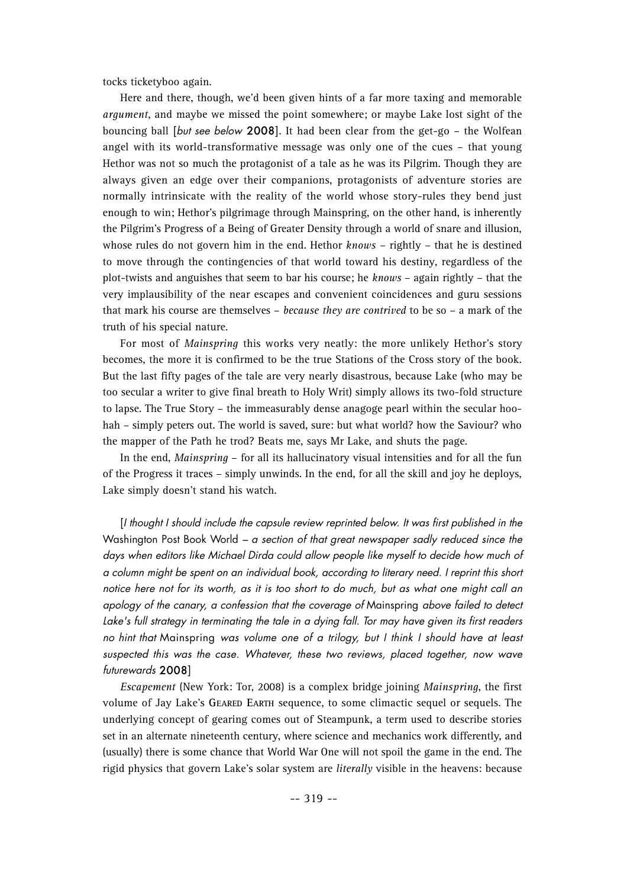tocks ticketyboo again.

Here and there, though, we'd been given hints of a far more taxing and memorable *argument*, and maybe we missed the point somewhere; or maybe Lake lost sight of the bouncing ball [*but see below* **2008**]. It had been clear from the get-go – the Wolfean angel with its world-transformative message was only one of the cues – that young Hethor was not so much the protagonist of a tale as he was its Pilgrim. Though they are always given an edge over their companions, protagonists of adventure stories are normally intrinsicate with the reality of the world whose story-rules they bend just enough to win; Hethor's pilgrimage through Mainspring, on the other hand, is inherently the Pilgrim's Progress of a Being of Greater Density through a world of snare and illusion, whose rules do not govern him in the end. Hethor *knows* – rightly – that he is destined to move through the contingencies of that world toward his destiny, regardless of the plot-twists and anguishes that seem to bar his course; he *knows* – again rightly – that the very implausibility of the near escapes and convenient coincidences and guru sessions that mark his course are themselves – *because they are contrived* to be so – a mark of the truth of his special nature.

For most of *Mainspring* this works very neatly: the more unlikely Hethor's story becomes, the more it is confirmed to be the true Stations of the Cross story of the book. But the last fifty pages of the tale are very nearly disastrous, because Lake (who may be too secular a writer to give final breath to Holy Writ) simply allows its two-fold structure to lapse. The True Story – the immeasurably dense anagoge pearl within the secular hoo-hah – simply peters out. The world is saved, sure: but what world? how the Saviour? who the mapper of the Path he trod? Beats me, says Mr Lake, and shuts the page.

In the end, *Mainspring* – for all its hallucinatory visual intensities and for all the fun of the Progress it traces – simply unwinds. In the end, for all the skill and joy he deploys, Lake simply doesn't stand his watch.

[*I thought I should include the capsule review reprinted below. It was first published in the* Washington Post Book World *– a section of that great newspaper sadly reduced since the days when editors like Michael Dirda could allow people like myself to decide how much of a column might be spent on an individual book, according to literary need. I reprint this short notice here not for its worth, as it is too short to do much, but as what one might call an apology of the canary, a confession that the coverage of* Mainspring *above failed to detect Lake's full strategy in terminating the tale in a dying fall. Tor may have given its first readers no hint that* Mainspring *was volume one of a trilogy, but I think I should have at least suspected this was the case. Whatever, these two reviews, placed together, now wave futurewards* **2008**]

*Escapement* (New York: Tor, 2008) is a complex bridge joining *Mainspring*, the first volume of Jay Lake's GEARED EARTH sequence, to some climactic sequel or sequels. The underlying concept of gearing comes out of Steampunk, a term used to describe stories set in an alternate nineteenth century, where science and mechanics work differently, and (usually) there is some chance that World War One will not spoil the game in the end. The rigid physics that govern Lake's solar system are *literally* visible in the heavens: because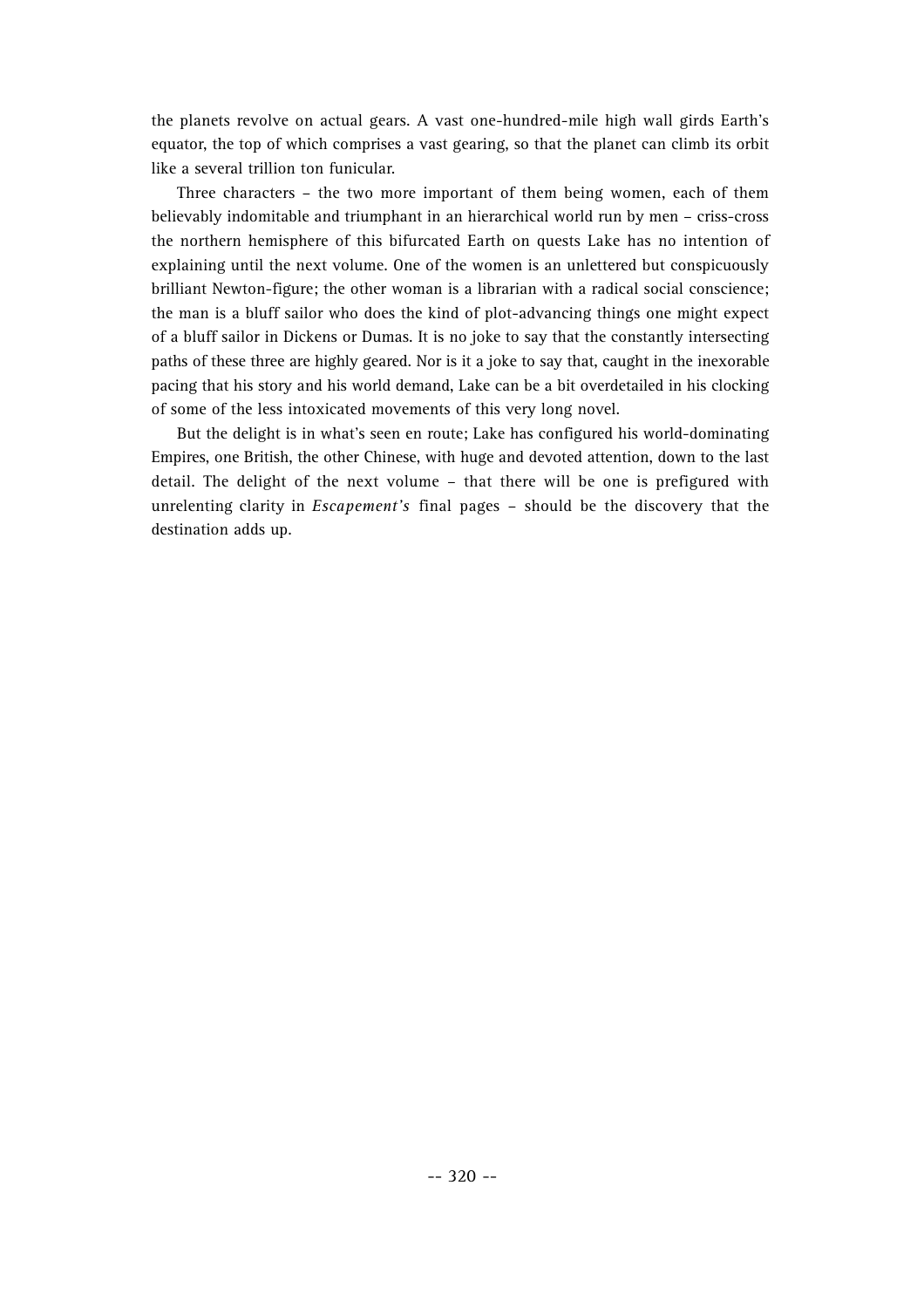the planets revolve on actual gears. A vast one-hundred-mile high wall girds Earth's equator, the top of which comprises a vast gearing, so that the planet can climb its orbit like a several trillion ton funicular.

Three characters – the two more important of them being women, each of them believably indomitable and triumphant in an hierarchical world run by men – criss-cross the northern hemisphere of this bifurcated Earth on quests Lake has no intention of explaining until the next volume. One of the women is an unlettered but conspicuously brilliant Newton-figure; the other woman is a librarian with a radical social conscience; the man is a bluff sailor who does the kind of plot-advancing things one might expect of a bluff sailor in Dickens or Dumas. It is no joke to say that the constantly intersecting paths of these three are highly geared. Nor is it a joke to say that, caught in the inexorable pacing that his story and his world demand, Lake can be a bit overdetailed in his clocking of some of the less intoxicated movements of this very long novel.

But the delight is in what's seen en route; Lake has configured his world-dominating Empires, one British, the other Chinese, with huge and devoted attention, down to the last detail. The delight of the next volume – that there will be one is prefigured with unrelenting clarity in *Escapement's* final pages – should be the discovery that the destination adds up.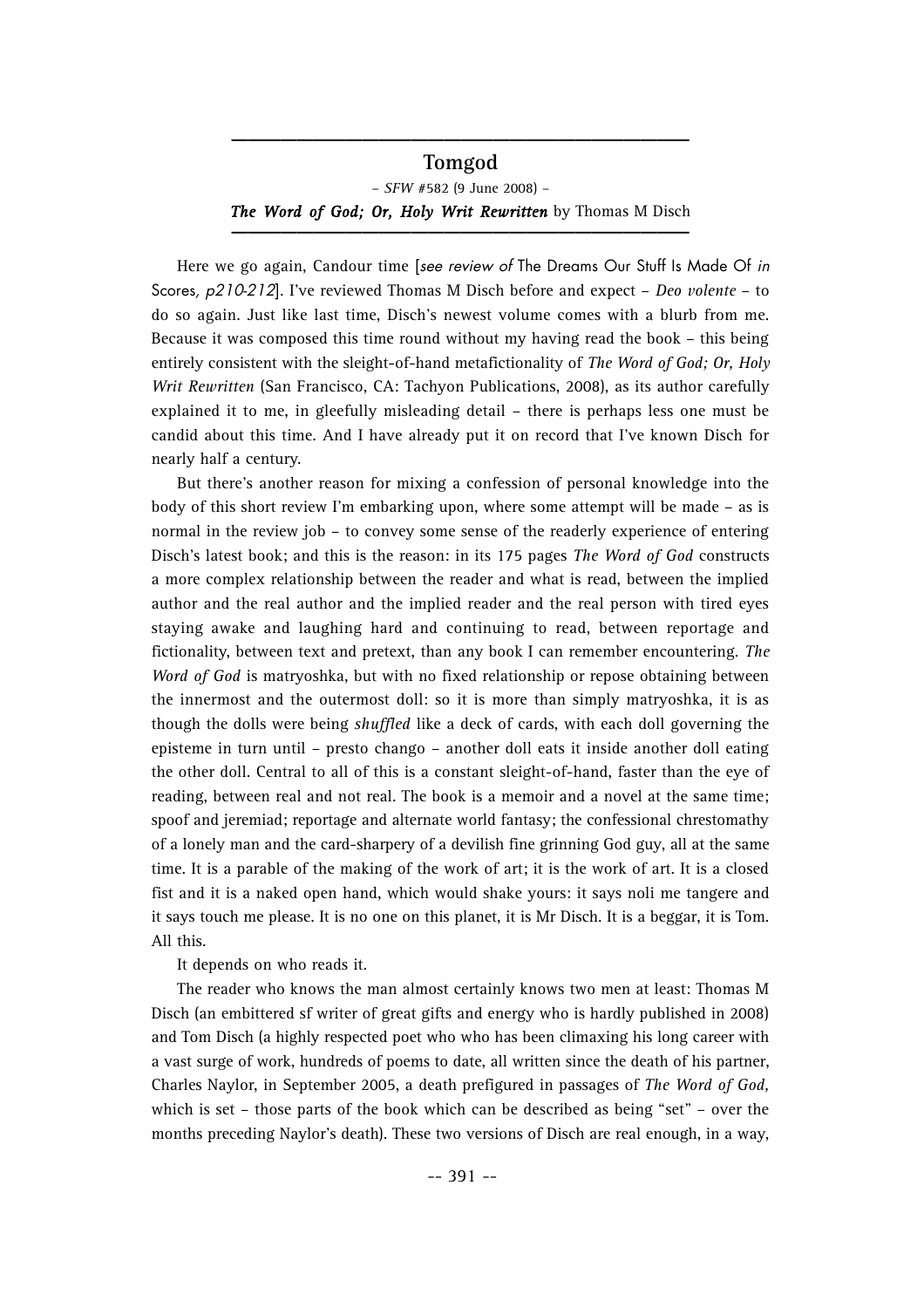## Tomgod

– *SFW* #582 (9 June 2008) –

***The Word of God; Or, Holy Writ Rewritten*** by Thomas M Disch

Here we go again, Candour time [*see review of* The Dreams Our Stuff Is Made Of *in* Scores*, p210-212*]. I've reviewed Thomas M Disch before and expect – *Deo volente* – to do so again. Just like last time, Disch's newest volume comes with a blurb from me. Because it was composed this time round without my having read the book – this being entirely consistent with the sleight-of-hand metafictionality of *The Word of God; Or, Holy Writ Rewritten* (San Francisco, CA: Tachyon Publications, 2008), as its author carefully explained it to me, in gleefully misleading detail – there is perhaps less one must be candid about this time. And I have already put it on record that I've known Disch for nearly half a century.

But there's another reason for mixing a confession of personal knowledge into the body of this short review I'm embarking upon, where some attempt will be made – as is normal in the review job – to convey some sense of the readerly experience of entering Disch's latest book; and this is the reason: in its 175 pages *The Word of God* constructs a more complex relationship between the reader and what is read, between the implied author and the real author and the implied reader and the real person with tired eyes staying awake and laughing hard and continuing to read, between reportage and fictionality, between text and pretext, than any book I can remember encountering. *The Word of God* is matryoshka, but with no fixed relationship or repose obtaining between the innermost and the outermost doll: so it is more than simply matryoshka, it is as though the dolls were being *shuffled* like a deck of cards, with each doll governing the episteme in turn until – presto chango – another doll eats it inside another doll eating the other doll. Central to all of this is a constant sleight-of-hand, faster than the eye of reading, between real and not real. The book is a memoir and a novel at the same time; spoof and jeremiad; reportage and alternate world fantasy; the confessional chrestomathy of a lonely man and the card-sharpery of a devilish fine grinning God guy, all at the same time. It is a parable of the making of the work of art; it is the work of art. It is a closed fist and it is a naked open hand, which would shake yours: it says noli me tangere and it says touch me please. It is no one on this planet, it is Mr Disch. It is a beggar, it is Tom. All this.

It depends on who reads it.

The reader who knows the man almost certainly knows two men at least: Thomas M Disch (an embittered sf writer of great gifts and energy who is hardly published in 2008) and Tom Disch (a highly respected poet who who has been climaxing his long career with a vast surge of work, hundreds of poems to date, all written since the death of his partner, Charles Naylor, in September 2005, a death prefigured in passages of *The Word of God,* which is set – those parts of the book which can be described as being "set" – over the months preceding Naylor's death). These two versions of Disch are real enough, in a way,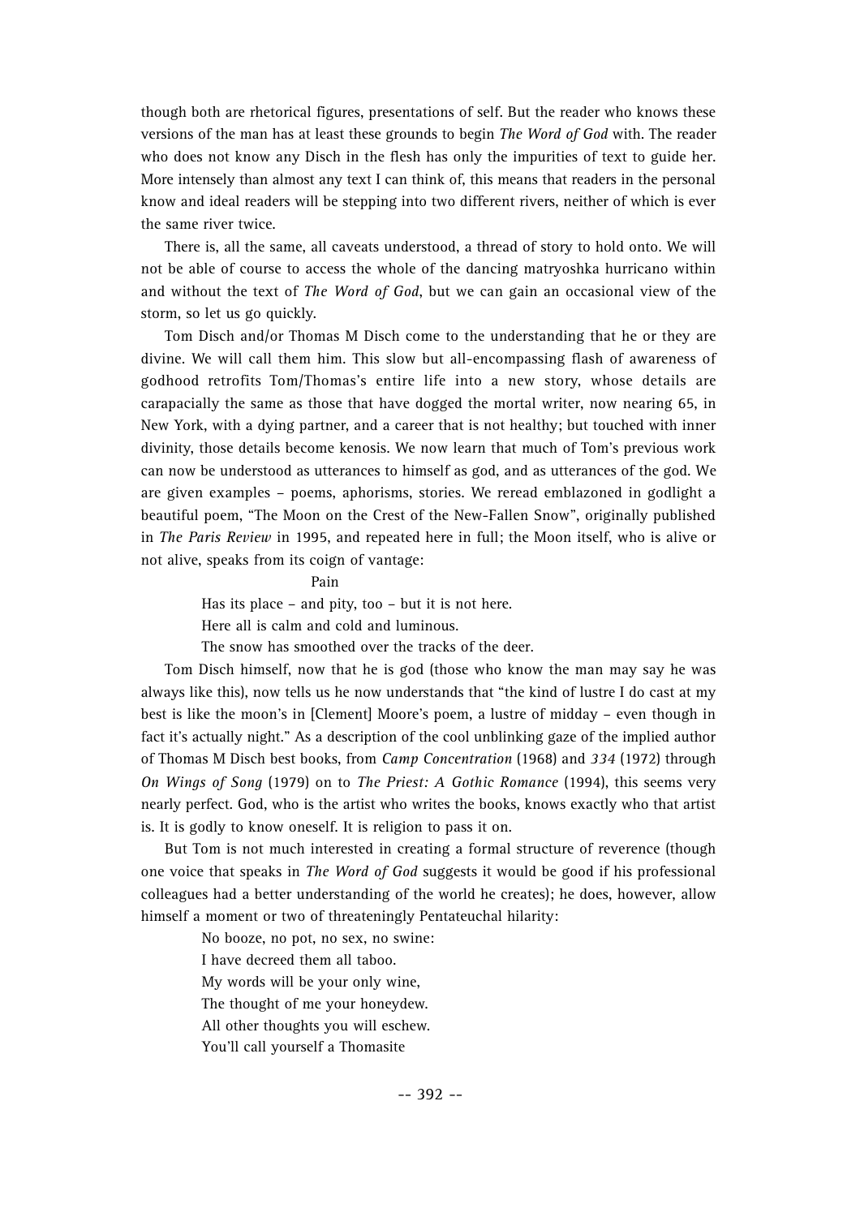though both are rhetorical figures, presentations of self. But the reader who knows these versions of the man has at least these grounds to begin *The Word of God* with. The reader who does not know any Disch in the flesh has only the impurities of text to guide her. More intensely than almost any text I can think of, this means that readers in the personal know and ideal readers will be stepping into two different rivers, neither of which is ever the same river twice.

There is, all the same, all caveats understood, a thread of story to hold onto. We will not be able of course to access the whole of the dancing matryoshka hurricano within and without the text of *The Word of God*, but we can gain an occasional view of the storm, so let us go quickly.

Tom Disch and/or Thomas M Disch come to the understanding that he or they are divine. We will call them him. This slow but all-encompassing flash of awareness of godhood retrofits Tom/Thomas's entire life into a new story, whose details are carapacially the same as those that have dogged the mortal writer, now nearing 65, in New York, with a dying partner, and a career that is not healthy; but touched with inner divinity, those details become kenosis. We now learn that much of Tom's previous work can now be understood as utterances to himself as god, and as utterances of the god. We are given examples – poems, aphorisms, stories. We reread emblazoned in godlight a beautiful poem, "The Moon on the Crest of the New-Fallen Snow", originally published in *The Paris Review* in 1995, and repeated here in full; the Moon itself, who is alive or not alive, speaks from its coign of vantage:

> Pain
> Has its place – and pity, too – but it is not here.
> Here all is calm and cold and luminous.
> The snow has smoothed over the tracks of the deer.

Tom Disch himself, now that he is god (those who know the man may say he was always like this), now tells us he now understands that "the kind of lustre I do cast at my best is like the moon's in [Clement] Moore's poem, a lustre of midday – even though in fact it's actually night." As a description of the cool unblinking gaze of the implied author of Thomas M Disch best books, from *Camp Concentration* (1968) and *334* (1972) through *On Wings of Song* (1979) on to *The Priest: A Gothic Romance* (1994), this seems very nearly perfect. God, who is the artist who writes the books, knows exactly who that artist is. It is godly to know oneself. It is religion to pass it on.

But Tom is not much interested in creating a formal structure of reverence (though one voice that speaks in *The Word of God* suggests it would be good if his professional colleagues had a better understanding of the world he creates); he does, however, allow himself a moment or two of threateningly Pentateuchal hilarity:

> No booze, no pot, no sex, no swine:
> I have decreed them all taboo.
> My words will be your only wine,
> The thought of me your honeydew.
> All other thoughts you will eschew.
> You'll call yourself a Thomasite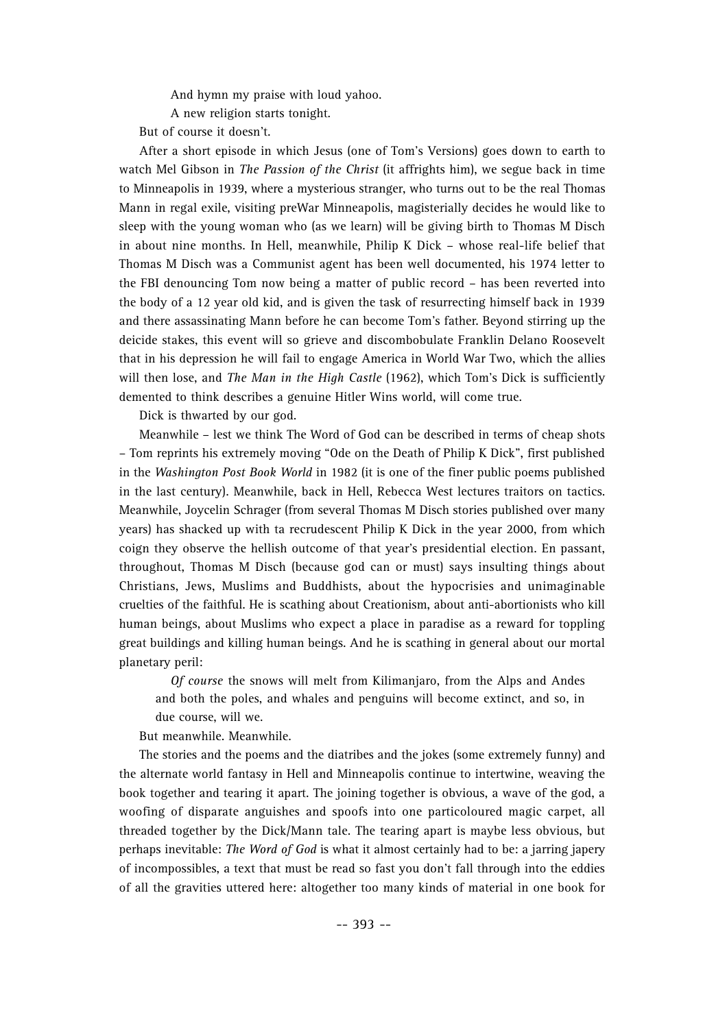And hymn my praise with loud yahoo.
A new religion starts tonight.

But of course it doesn't.

After a short episode in which Jesus (one of Tom's Versions) goes down to earth to watch Mel Gibson in *The Passion of the Christ* (it affrights him), we segue back in time to Minneapolis in 1939, where a mysterious stranger, who turns out to be the real Thomas Mann in regal exile, visiting preWar Minneapolis, magisterially decides he would like to sleep with the young woman who (as we learn) will be giving birth to Thomas M Disch in about nine months. In Hell, meanwhile, Philip K Dick – whose real-life belief that Thomas M Disch was a Communist agent has been well documented, his 1974 letter to the FBI denouncing Tom now being a matter of public record – has been reverted into the body of a 12 year old kid, and is given the task of resurrecting himself back in 1939 and there assassinating Mann before he can become Tom's father. Beyond stirring up the deicide stakes, this event will so grieve and discombobulate Franklin Delano Roosevelt that in his depression he will fail to engage America in World War Two, which the allies will then lose, and *The Man in the High Castle* (1962), which Tom's Dick is sufficiently demented to think describes a genuine Hitler Wins world, will come true.

Dick is thwarted by our god.

Meanwhile – lest we think The Word of God can be described in terms of cheap shots – Tom reprints his extremely moving "Ode on the Death of Philip K Dick", first published in the *Washington Post Book World* in 1982 (it is one of the finer public poems published in the last century). Meanwhile, back in Hell, Rebecca West lectures traitors on tactics. Meanwhile, Joycelin Schrager (from several Thomas M Disch stories published over many years) has shacked up with ta recrudescent Philip K Dick in the year 2000, from which coign they observe the hellish outcome of that year's presidential election. En passant, throughout, Thomas M Disch (because god can or must) says insulting things about Christians, Jews, Muslims and Buddhists, about the hypocrisies and unimaginable cruelties of the faithful. He is scathing about Creationism, about anti-abortionists who kill human beings, about Muslims who expect a place in paradise as a reward for toppling great buildings and killing human beings. And he is scathing in general about our mortal planetary peril:

> *Of course* the snows will melt from Kilimanjaro, from the Alps and Andes and both the poles, and whales and penguins will become extinct, and so, in due course, will we.

But meanwhile. Meanwhile.

The stories and the poems and the diatribes and the jokes (some extremely funny) and the alternate world fantasy in Hell and Minneapolis continue to intertwine, weaving the book together and tearing it apart. The joining together is obvious, a wave of the god, a woofing of disparate anguishes and spoofs into one particoloured magic carpet, all threaded together by the Dick/Mann tale. The tearing apart is maybe less obvious, but perhaps inevitable: *The Word of God* is what it almost certainly had to be: a jarring japery of incompossibles, a text that must be read so fast you don't fall through into the eddies of all the gravities uttered here: altogether too many kinds of material in one book for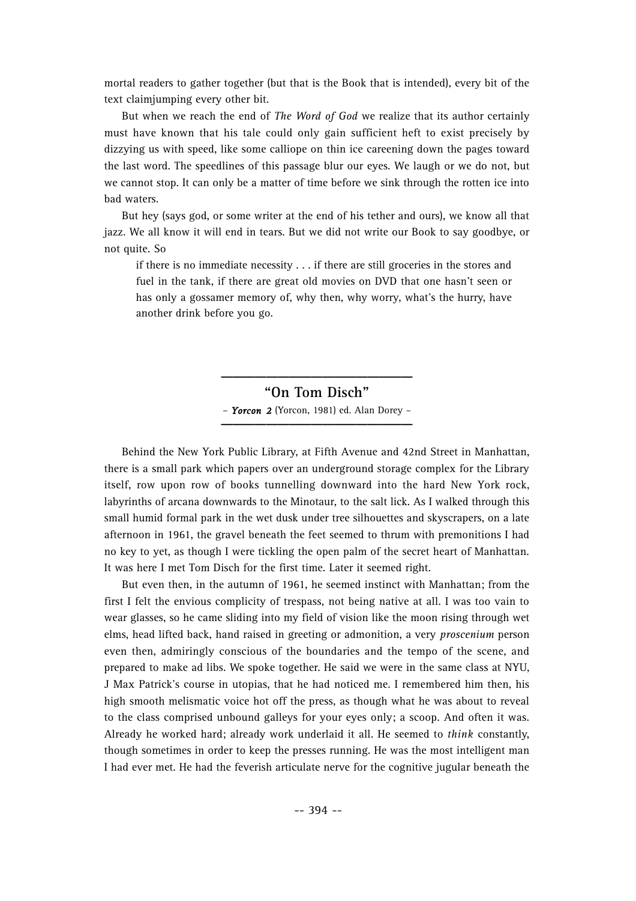mortal readers to gather together (but that is the Book that is intended), every bit of the text claimjumping every other bit.

But when we reach the end of *The Word of God* we realize that its author certainly must have known that his tale could only gain sufficient heft to exist precisely by dizzying us with speed, like some calliope on thin ice careening down the pages toward the last word. The speedlines of this passage blur our eyes. We laugh or we do not, but we cannot stop. It can only be a matter of time before we sink through the rotten ice into bad waters.

But hey (says god, or some writer at the end of his tether and ours), we know all that jazz. We all know it will end in tears. But we did not write our Book to say goodbye, or not quite. So

> if there is no immediate necessity . . . if there are still groceries in the stores and fuel in the tank, if there are great old movies on DVD that one hasn't seen or has only a gossamer memory of, why then, why worry, what's the hurry, have another drink before you go.

---

## "On Tom Disch"

– ***Yorcon 2*** (Yorcon, 1981) ed. Alan Dorey –

---

Behind the New York Public Library, at Fifth Avenue and 42nd Street in Manhattan, there is a small park which papers over an underground storage complex for the Library itself, row upon row of books tunnelling downward into the hard New York rock, labyrinths of arcana downwards to the Minotaur, to the salt lick. As I walked through this small humid formal park in the wet dusk under tree silhouettes and skyscrapers, on a late afternoon in 1961, the gravel beneath the feet seemed to thrum with premonitions I had no key to yet, as though I were tickling the open palm of the secret heart of Manhattan. It was here I met Tom Disch for the first time. Later it seemed right.

But even then, in the autumn of 1961, he seemed instinct with Manhattan; from the first I felt the envious complicity of trespass, not being native at all. I was too vain to wear glasses, so he came sliding into my field of vision like the moon rising through wet elms, head lifted back, hand raised in greeting or admonition, a very *proscenium* person even then, admiringly conscious of the boundaries and the tempo of the scene, and prepared to make ad libs. We spoke together. He said we were in the same class at NYU, J Max Patrick's course in utopias, that he had noticed me. I remembered him then, his high smooth melismatic voice hot off the press, as though what he was about to reveal to the class comprised unbound galleys for your eyes only; a scoop. And often it was. Already he worked hard; already work underlaid it all. He seemed to *think* constantly, though sometimes in order to keep the presses running. He was the most intelligent man I had ever met. He had the feverish articulate nerve for the cognitive jugular beneath the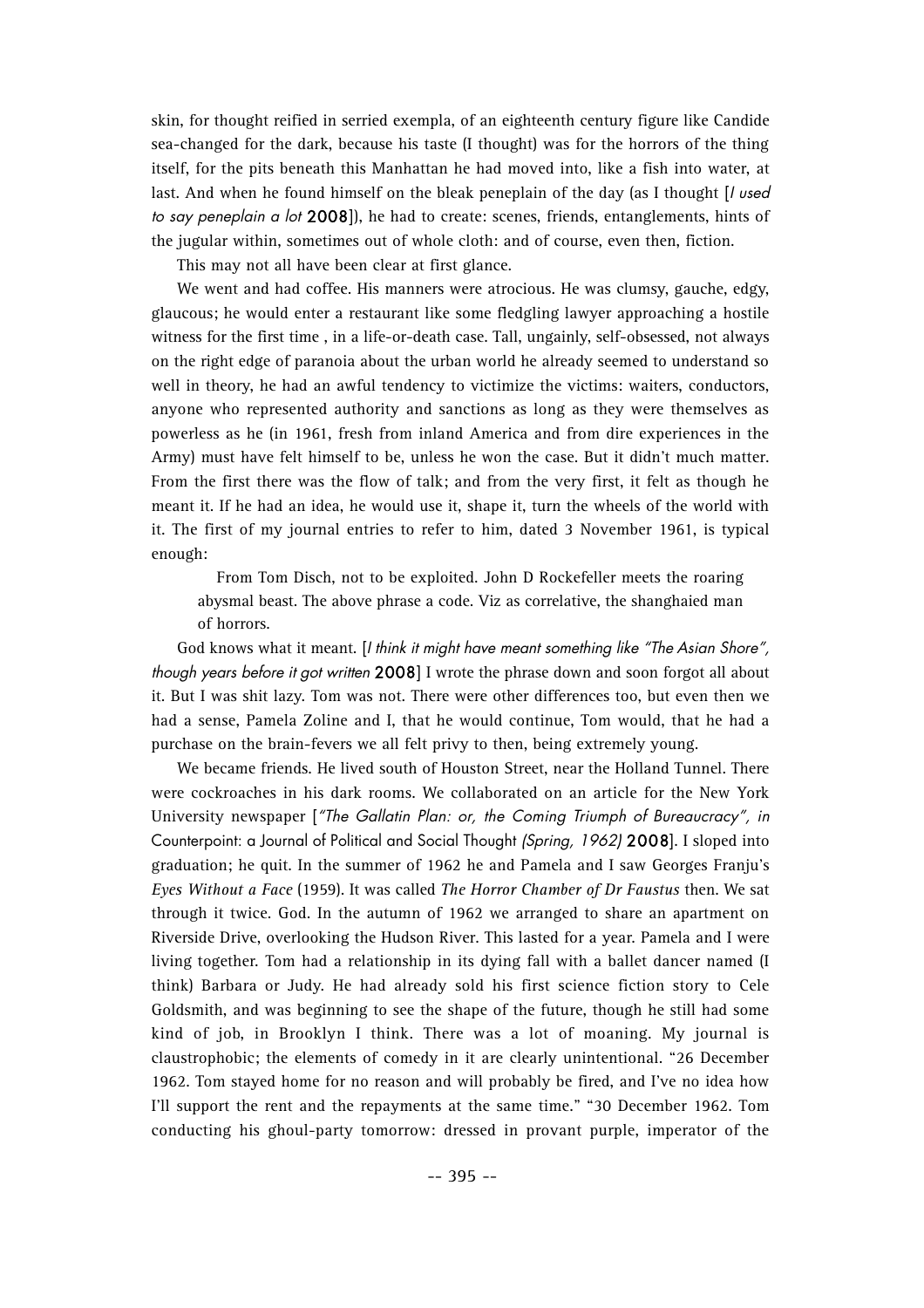skin, for thought reified in serried exempla, of an eighteenth century figure like Candide sea-changed for the dark, because his taste (I thought) was for the horrors of the thing itself, for the pits beneath this Manhattan he had moved into, like a fish into water, at last. And when he found himself on the bleak peneplain of the day (as I thought [*I used to say peneplain a lot* **2008**]), he had to create: scenes, friends, entanglements, hints of the jugular within, sometimes out of whole cloth: and of course, even then, fiction.

This may not all have been clear at first glance.

We went and had coffee. His manners were atrocious. He was clumsy, gauche, edgy, glaucous; he would enter a restaurant like some fledgling lawyer approaching a hostile witness for the first time , in a life-or-death case. Tall, ungainly, self-obsessed, not always on the right edge of paranoia about the urban world he already seemed to understand so well in theory, he had an awful tendency to victimize the victims: waiters, conductors, anyone who represented authority and sanctions as long as they were themselves as powerless as he (in 1961, fresh from inland America and from dire experiences in the Army) must have felt himself to be, unless he won the case. But it didn't much matter. From the first there was the flow of talk; and from the very first, it felt as though he meant it. If he had an idea, he would use it, shape it, turn the wheels of the world with it. The first of my journal entries to refer to him, dated 3 November 1961, is typical enough:

> From Tom Disch, not to be exploited. John D Rockefeller meets the roaring abysmal beast. The above phrase a code. Viz as correlative, the shanghaied man of horrors.

God knows what it meant. [*I think it might have meant something like "The Asian Shore", though years before it got written* **2008**] I wrote the phrase down and soon forgot all about it. But I was shit lazy. Tom was not. There were other differences too, but even then we had a sense, Pamela Zoline and I, that he would continue, Tom would, that he had a purchase on the brain-fevers we all felt privy to then, being extremely young.

We became friends. He lived south of Houston Street, near the Holland Tunnel. There were cockroaches in his dark rooms. We collaborated on an article for the New York University newspaper [*"The Gallatin Plan: or, the Coming Triumph of Bureaucracy", in* Counterpoint: a Journal of Political and Social Thought *(Spring, 1962)* **2008**]. I sloped into graduation; he quit. In the summer of 1962 he and Pamela and I saw Georges Franju's *Eyes Without a Face* (1959). It was called *The Horror Chamber of Dr Faustus* then. We sat through it twice. God. In the autumn of 1962 we arranged to share an apartment on Riverside Drive, overlooking the Hudson River. This lasted for a year. Pamela and I were living together. Tom had a relationship in its dying fall with a ballet dancer named (I think) Barbara or Judy. He had already sold his first science fiction story to Cele Goldsmith, and was beginning to see the shape of the future, though he still had some kind of job, in Brooklyn I think. There was a lot of moaning. My journal is claustrophobic; the elements of comedy in it are clearly unintentional. "26 December 1962. Tom stayed home for no reason and will probably be fired, and I've no idea how I'll support the rent and the repayments at the same time." "30 December 1962. Tom conducting his ghoul-party tomorrow: dressed in provant purple, imperator of the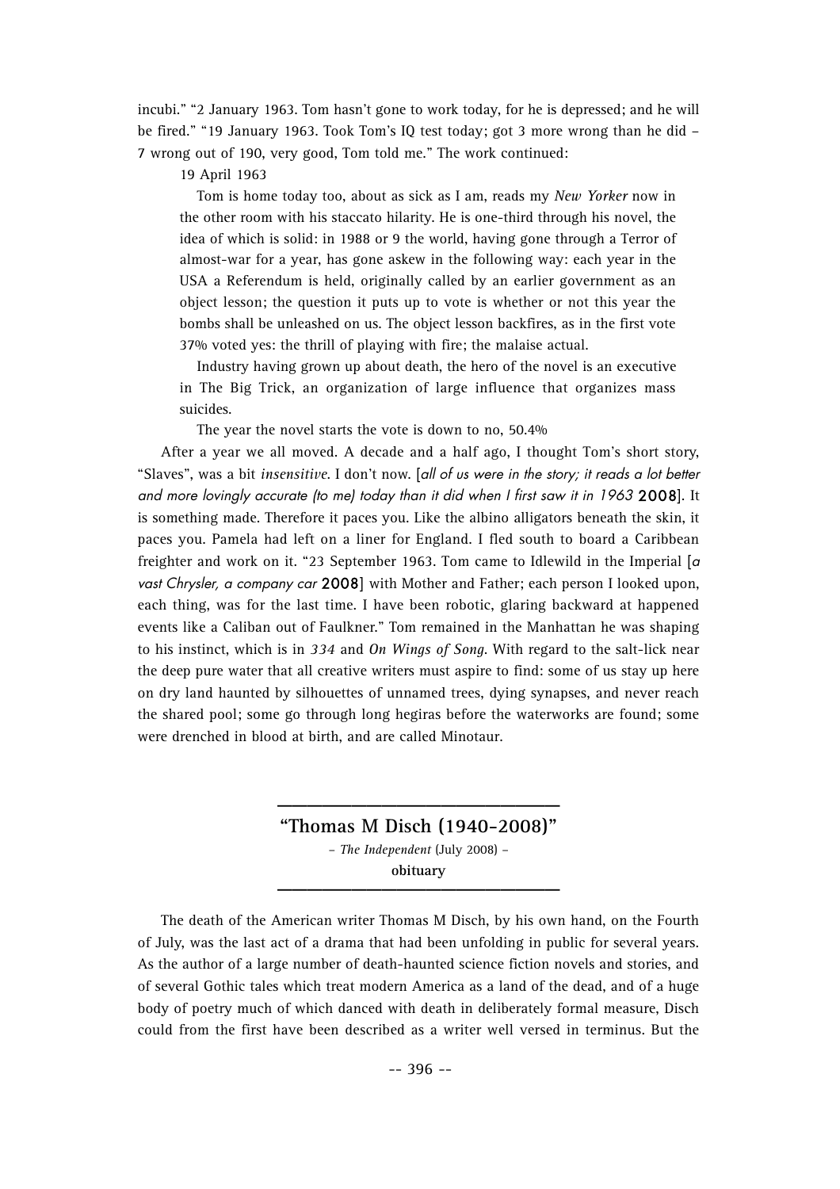incubi." "2 January 1963. Tom hasn't gone to work today, for he is depressed; and he will be fired." "19 January 1963. Took Tom's IQ test today; got 3 more wrong than he did – 7 wrong out of 190, very good, Tom told me." The work continued:

19 April 1963

> Tom is home today too, about as sick as I am, reads my *New Yorker* now in the other room with his staccato hilarity. He is one-third through his novel, the idea of which is solid: in 1988 or 9 the world, having gone through a Terror of almost-war for a year, has gone askew in the following way: each year in the USA a Referendum is held, originally called by an earlier government as an object lesson; the question it puts up to vote is whether or not this year the bombs shall be unleashed on us. The object lesson backfires, as in the first vote 37% voted yes: the thrill of playing with fire; the malaise actual.
>
> Industry having grown up about death, the hero of the novel is an executive in The Big Trick, an organization of large influence that organizes mass suicides.
>
> The year the novel starts the vote is down to no, 50.4%

After a year we all moved. A decade and a half ago, I thought Tom's short story, "Slaves", was a bit *insensitive*. I don't now. [*all of us were in the story; it reads a lot better and more lovingly accurate (to me) today than it did when I first saw it in 1963* **2008**]. It is something made. Therefore it paces you. Like the albino alligators beneath the skin, it paces you. Pamela had left on a liner for England. I fled south to board a Caribbean freighter and work on it. "23 September 1963. Tom came to Idlewild in the Imperial [*a vast Chrysler, a company car* **2008**] with Mother and Father; each person I looked upon, each thing, was for the last time. I have been robotic, glaring backward at happened events like a Caliban out of Faulkner." Tom remained in the Manhattan he was shaping to his instinct, which is in *334* and *On Wings of Song*. With regard to the salt-lick near the deep pure water that all creative writers must aspire to find: some of us stay up here on dry land haunted by silhouettes of unnamed trees, dying synapses, and never reach the shared pool; some go through long hegiras before the waterworks are found; some were drenched in blood at birth, and are called Minotaur.

## "Thomas M Disch (1940–2008)"

– *The Independent* (July 2008) –

**obituary**

The death of the American writer Thomas M Disch, by his own hand, on the Fourth of July, was the last act of a drama that had been unfolding in public for several years. As the author of a large number of death-haunted science fiction novels and stories, and of several Gothic tales which treat modern America as a land of the dead, and of a huge body of poetry much of which danced with death in deliberately formal measure, Disch could from the first have been described as a writer well versed in terminus. But the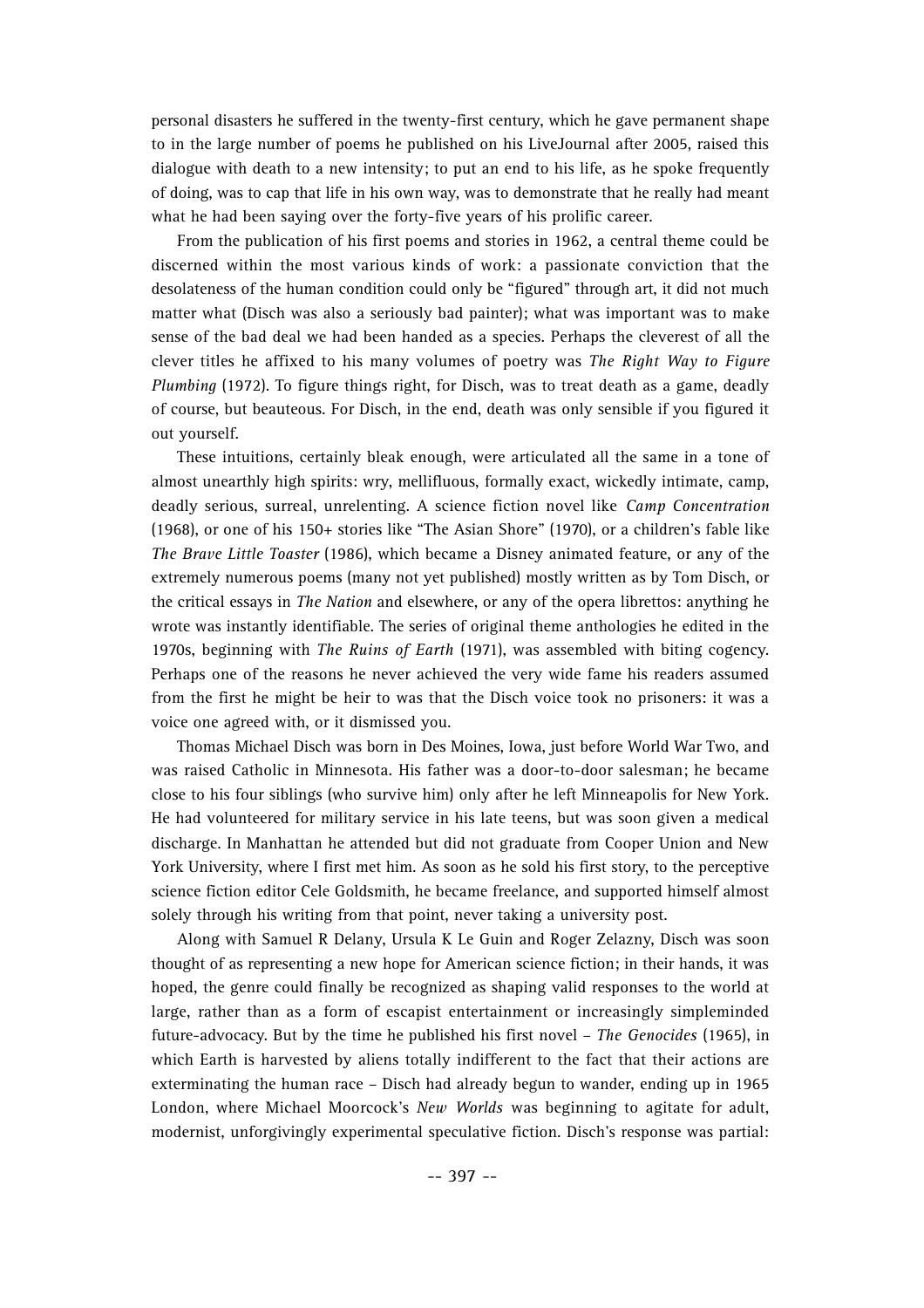personal disasters he suffered in the twenty-first century, which he gave permanent shape to in the large number of poems he published on his LiveJournal after 2005, raised this dialogue with death to a new intensity; to put an end to his life, as he spoke frequently of doing, was to cap that life in his own way, was to demonstrate that he really had meant what he had been saying over the forty-five years of his prolific career.

From the publication of his first poems and stories in 1962, a central theme could be discerned within the most various kinds of work: a passionate conviction that the desolateness of the human condition could only be "figured" through art, it did not much matter what (Disch was also a seriously bad painter); what was important was to make sense of the bad deal we had been handed as a species. Perhaps the cleverest of all the clever titles he affixed to his many volumes of poetry was *The Right Way to Figure Plumbing* (1972). To figure things right, for Disch, was to treat death as a game, deadly of course, but beauteous. For Disch, in the end, death was only sensible if you figured it out yourself.

These intuitions, certainly bleak enough, were articulated all the same in a tone of almost unearthly high spirits: wry, mellifluous, formally exact, wickedly intimate, camp, deadly serious, surreal, unrelenting. A science fiction novel like *Camp Concentration* (1968), or one of his 150+ stories like "The Asian Shore" (1970), or a children's fable like *The Brave Little Toaster* (1986), which became a Disney animated feature, or any of the extremely numerous poems (many not yet published) mostly written as by Tom Disch, or the critical essays in *The Nation* and elsewhere, or any of the opera librettos: anything he wrote was instantly identifiable. The series of original theme anthologies he edited in the 1970s, beginning with *The Ruins of Earth* (1971), was assembled with biting cogency. Perhaps one of the reasons he never achieved the very wide fame his readers assumed from the first he might be heir to was that the Disch voice took no prisoners: it was a voice one agreed with, or it dismissed you.

Thomas Michael Disch was born in Des Moines, Iowa, just before World War Two, and was raised Catholic in Minnesota. His father was a door-to-door salesman; he became close to his four siblings (who survive him) only after he left Minneapolis for New York. He had volunteered for military service in his late teens, but was soon given a medical discharge. In Manhattan he attended but did not graduate from Cooper Union and New York University, where I first met him. As soon as he sold his first story, to the perceptive science fiction editor Cele Goldsmith, he became freelance, and supported himself almost solely through his writing from that point, never taking a university post.

Along with Samuel R Delany, Ursula K Le Guin and Roger Zelazny, Disch was soon thought of as representing a new hope for American science fiction; in their hands, it was hoped, the genre could finally be recognized as shaping valid responses to the world at large, rather than as a form of escapist entertainment or increasingly simpleminded future-advocacy. But by the time he published his first novel – *The Genocides* (1965), in which Earth is harvested by aliens totally indifferent to the fact that their actions are exterminating the human race – Disch had already begun to wander, ending up in 1965 London, where Michael Moorcock's *New Worlds* was beginning to agitate for adult, modernist, unforgivingly experimental speculative fiction. Disch's response was partial: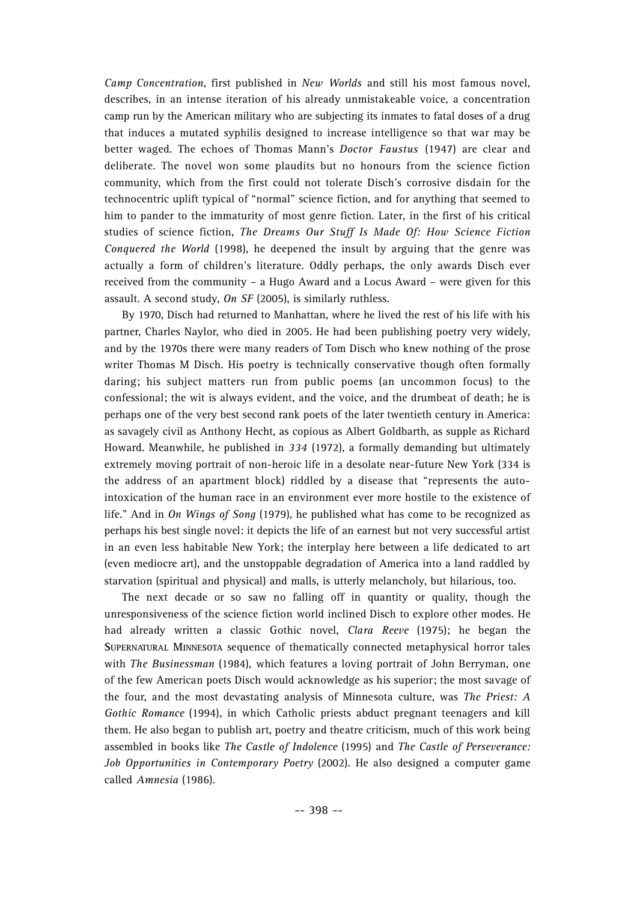*Camp Concentration*, first published in *New Worlds* and still his most famous novel, describes, in an intense iteration of his already unmistakeable voice, a concentration camp run by the American military who are subjecting its inmates to fatal doses of a drug that induces a mutated syphilis designed to increase intelligence so that war may be better waged. The echoes of Thomas Mann's *Doctor Faustus* (1947) are clear and deliberate. The novel won some plaudits but no honours from the science fiction community, which from the first could not tolerate Disch's corrosive disdain for the technocentric uplift typical of "normal" science fiction, and for anything that seemed to him to pander to the immaturity of most genre fiction. Later, in the first of his critical studies of science fiction, *The Dreams Our Stuff Is Made Of: How Science Fiction Conquered the World* (1998), he deepened the insult by arguing that the genre was actually a form of children's literature. Oddly perhaps, the only awards Disch ever received from the community – a Hugo Award and a Locus Award – were given for this assault. A second study, *On SF* (2005), is similarly ruthless.

By 1970, Disch had returned to Manhattan, where he lived the rest of his life with his partner, Charles Naylor, who died in 2005. He had been publishing poetry very widely, and by the 1970s there were many readers of Tom Disch who knew nothing of the prose writer Thomas M Disch. His poetry is technically conservative though often formally daring; his subject matters run from public poems (an uncommon focus) to the confessional; the wit is always evident, and the voice, and the drumbeat of death; he is perhaps one of the very best second rank poets of the later twentieth century in America: as savagely civil as Anthony Hecht, as copious as Albert Goldbarth, as supple as Richard Howard. Meanwhile, he published in *334* (1972), a formally demanding but ultimately extremely moving portrait of non-heroic life in a desolate near-future New York (334 is the address of an apartment block) riddled by a disease that "represents the auto-intoxication of the human race in an environment ever more hostile to the existence of life." And in *On Wings of Song* (1979), he published what has come to be recognized as perhaps his best single novel: it depicts the life of an earnest but not very successful artist in an even less habitable New York; the interplay here between a life dedicated to art (even mediocre art), and the unstoppable degradation of America into a land raddled by starvation (spiritual and physical) and malls, is utterly melancholy, but hilarious, too.

The next decade or so saw no falling off in quantity or quality, though the unresponsiveness of the science fiction world inclined Disch to explore other modes. He had already written a classic Gothic novel, *Clara Reeve* (1975); he began the SUPERNATURAL MINNESOTA sequence of thematically connected metaphysical horror tales with *The Businessman* (1984), which features a loving portrait of John Berryman, one of the few American poets Disch would acknowledge as his superior; the most savage of the four, and the most devastating analysis of Minnesota culture, was *The Priest: A Gothic Romance* (1994), in which Catholic priests abduct pregnant teenagers and kill them. He also began to publish art, poetry and theatre criticism, much of this work being assembled in books like *The Castle of Indolence* (1995) and *The Castle of Perseverance: Job Opportunities in Contemporary Poetry* (2002). He also designed a computer game called *Amnesia* (1986).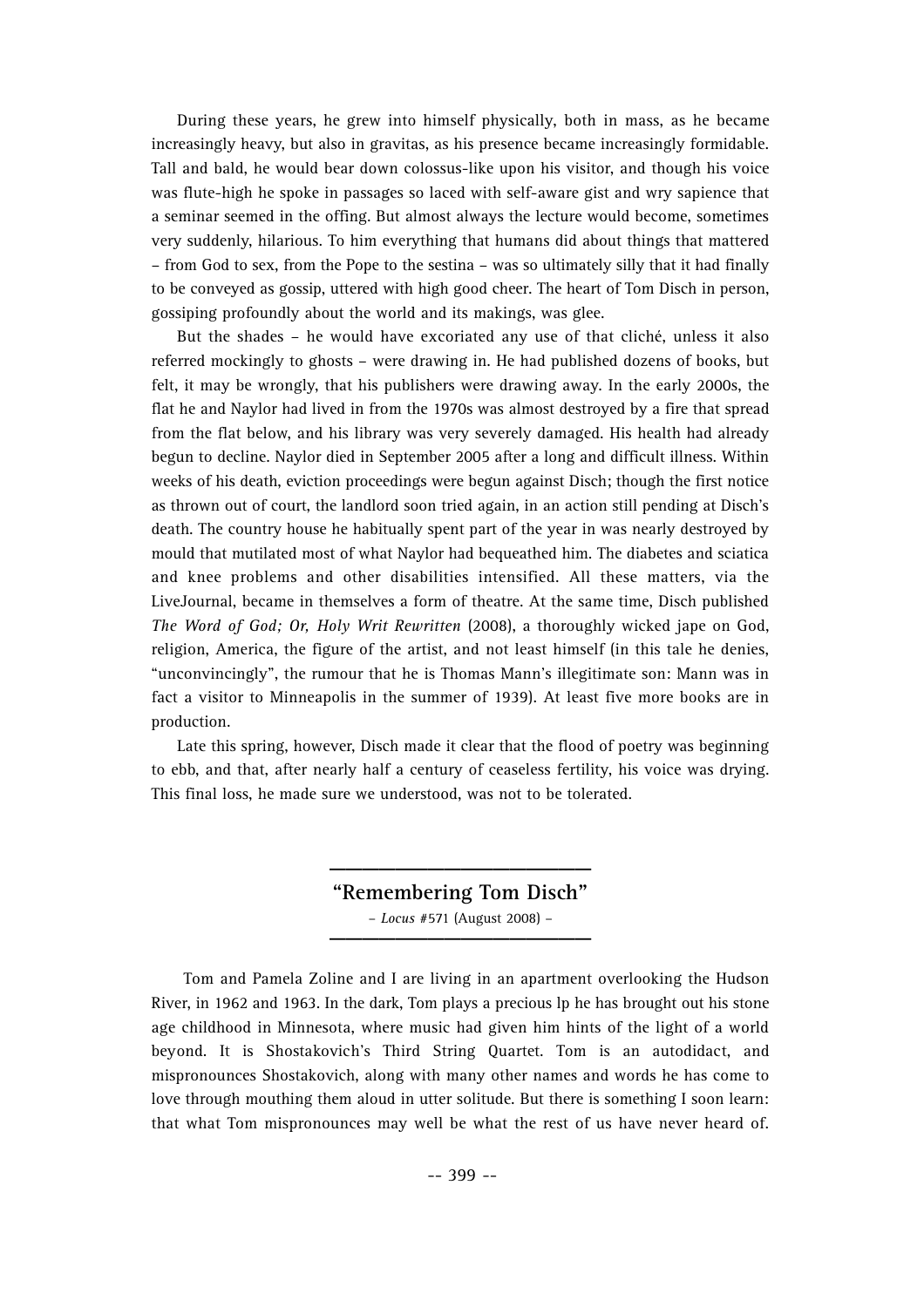During these years, he grew into himself physically, both in mass, as he became increasingly heavy, but also in gravitas, as his presence became increasingly formidable. Tall and bald, he would bear down colossus-like upon his visitor, and though his voice was flute-high he spoke in passages so laced with self-aware gist and wry sapience that a seminar seemed in the offing. But almost always the lecture would become, sometimes very suddenly, hilarious. To him everything that humans did about things that mattered – from God to sex, from the Pope to the sestina – was so ultimately silly that it had finally to be conveyed as gossip, uttered with high good cheer. The heart of Tom Disch in person, gossiping profoundly about the world and its makings, was glee.

But the shades – he would have excoriated any use of that cliché, unless it also referred mockingly to ghosts – were drawing in. He had published dozens of books, but felt, it may be wrongly, that his publishers were drawing away. In the early 2000s, the flat he and Naylor had lived in from the 1970s was almost destroyed by a fire that spread from the flat below, and his library was very severely damaged. His health had already begun to decline. Naylor died in September 2005 after a long and difficult illness. Within weeks of his death, eviction proceedings were begun against Disch; though the first notice as thrown out of court, the landlord soon tried again, in an action still pending at Disch's death. The country house he habitually spent part of the year in was nearly destroyed by mould that mutilated most of what Naylor had bequeathed him. The diabetes and sciatica and knee problems and other disabilities intensified. All these matters, via the LiveJournal, became in themselves a form of theatre. At the same time, Disch published *The Word of God; Or, Holy Writ Rewritten* (2008), a thoroughly wicked jape on God, religion, America, the figure of the artist, and not least himself (in this tale he denies, "unconvincingly", the rumour that he is Thomas Mann's illegitimate son: Mann was in fact a visitor to Minneapolis in the summer of 1939). At least five more books are in production.

Late this spring, however, Disch made it clear that the flood of poetry was beginning to ebb, and that, after nearly half a century of ceaseless fertility, his voice was drying. This final loss, he made sure we understood, was not to be tolerated.

## "Remembering Tom Disch"

– *Locus* #571 (August 2008) –

Tom and Pamela Zoline and I are living in an apartment overlooking the Hudson River, in 1962 and 1963. In the dark, Tom plays a precious lp he has brought out his stone age childhood in Minnesota, where music had given him hints of the light of a world beyond. It is Shostakovich's Third String Quartet. Tom is an autodidact, and mispronounces Shostakovich, along with many other names and words he has come to love through mouthing them aloud in utter solitude. But there is something I soon learn: that what Tom mispronounces may well be what the rest of us have never heard of.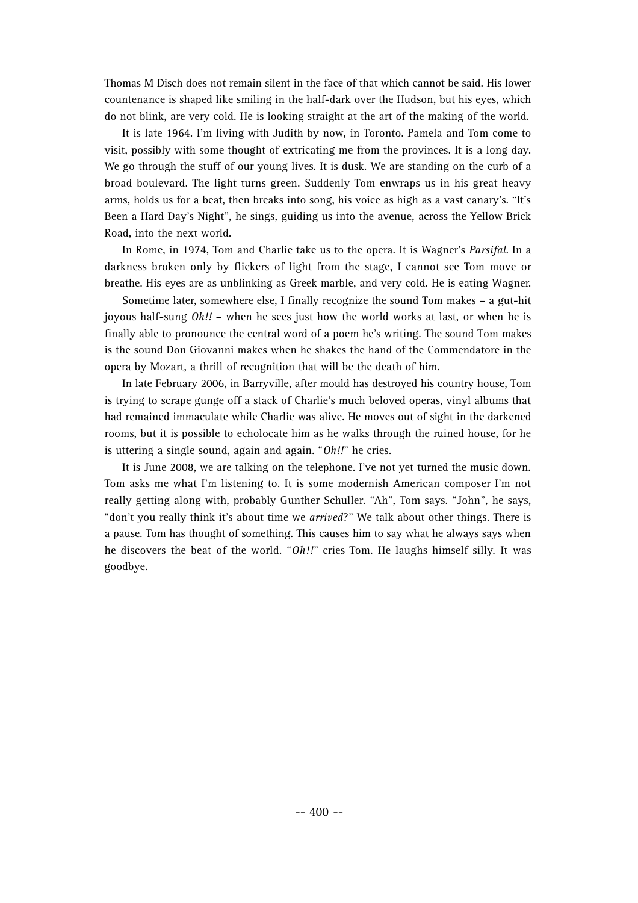Thomas M Disch does not remain silent in the face of that which cannot be said. His lower countenance is shaped like smiling in the half-dark over the Hudson, but his eyes, which do not blink, are very cold. He is looking straight at the art of the making of the world.

It is late 1964. I'm living with Judith by now, in Toronto. Pamela and Tom come to visit, possibly with some thought of extricating me from the provinces. It is a long day. We go through the stuff of our young lives. It is dusk. We are standing on the curb of a broad boulevard. The light turns green. Suddenly Tom enwraps us in his great heavy arms, holds us for a beat, then breaks into song, his voice as high as a vast canary's. "It's Been a Hard Day's Night", he sings, guiding us into the avenue, across the Yellow Brick Road, into the next world.

In Rome, in 1974, Tom and Charlie take us to the opera. It is Wagner's *Parsifal*. In a darkness broken only by flickers of light from the stage, I cannot see Tom move or breathe. His eyes are as unblinking as Greek marble, and very cold. He is eating Wagner.

Sometime later, somewhere else, I finally recognize the sound Tom makes – a gut-hit joyous half-sung *Oh!!* – when he sees just how the world works at last, or when he is finally able to pronounce the central word of a poem he's writing. The sound Tom makes is the sound Don Giovanni makes when he shakes the hand of the Commendatore in the opera by Mozart, a thrill of recognition that will be the death of him.

In late February 2006, in Barryville, after mould has destroyed his country house, Tom is trying to scrape gunge off a stack of Charlie's much beloved operas, vinyl albums that had remained immaculate while Charlie was alive. He moves out of sight in the darkened rooms, but it is possible to echolocate him as he walks through the ruined house, for he is uttering a single sound, again and again. "*Oh!!*" he cries.

It is June 2008, we are talking on the telephone. I've not yet turned the music down. Tom asks me what I'm listening to. It is some modernish American composer I'm not really getting along with, probably Gunther Schuller. "Ah", Tom says. "John", he says, "don't you really think it's about time we *arrived*?" We talk about other things. There is a pause. Tom has thought of something. This causes him to say what he always says when he discovers the beat of the world. "*Oh!!*" cries Tom. He laughs himself silly. It was goodbye.